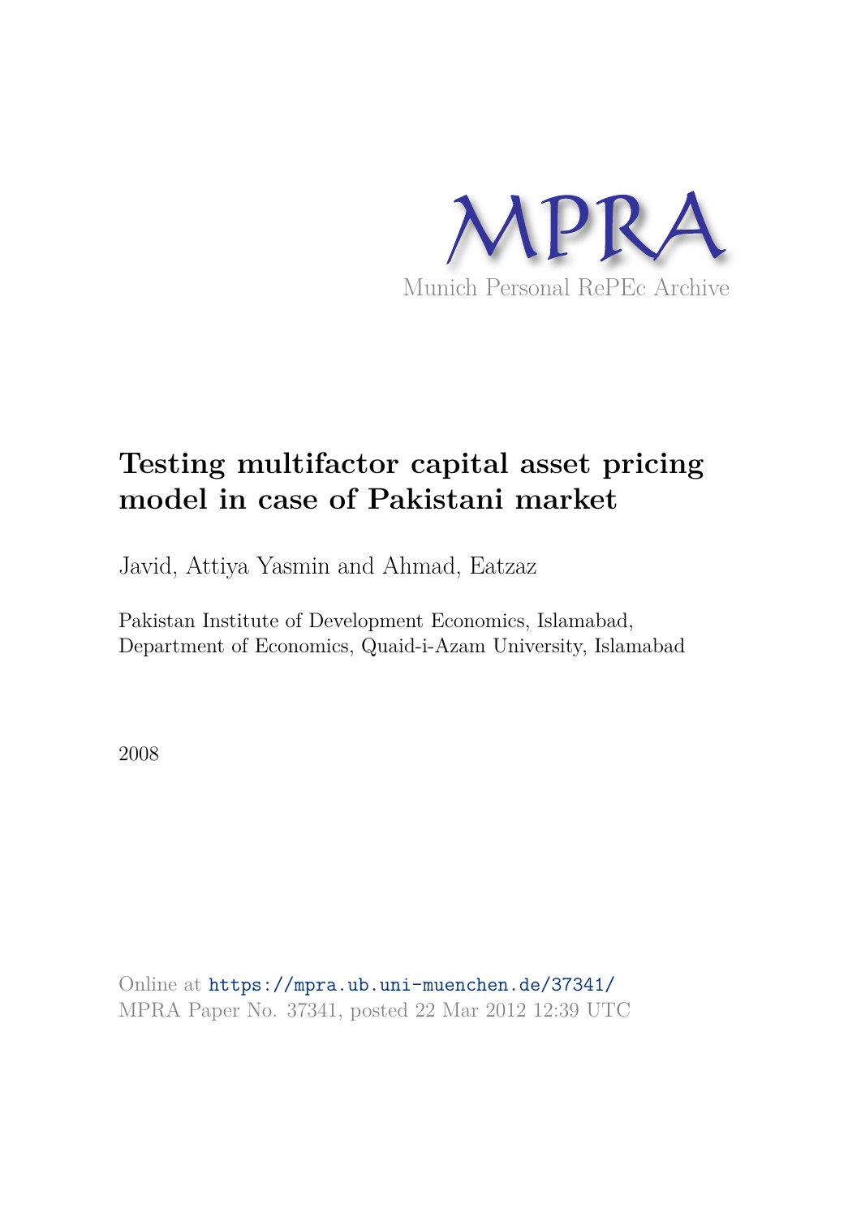MPRA

Munich Personal RePEc Archive

# Testing multifactor capital asset pricing model in case of Pakistani market

Javid, Attiya Yasmin and Ahmad, Eatzaz

Pakistan Institute of Development Economics, Islamabad, Department of Economics, Quaid-i-Azam University, Islamabad

2008

Online at https://mpra.ub.uni-muenchen.de/37341/
MPRA Paper No. 37341, posted 22 Mar 2012 12:39 UTC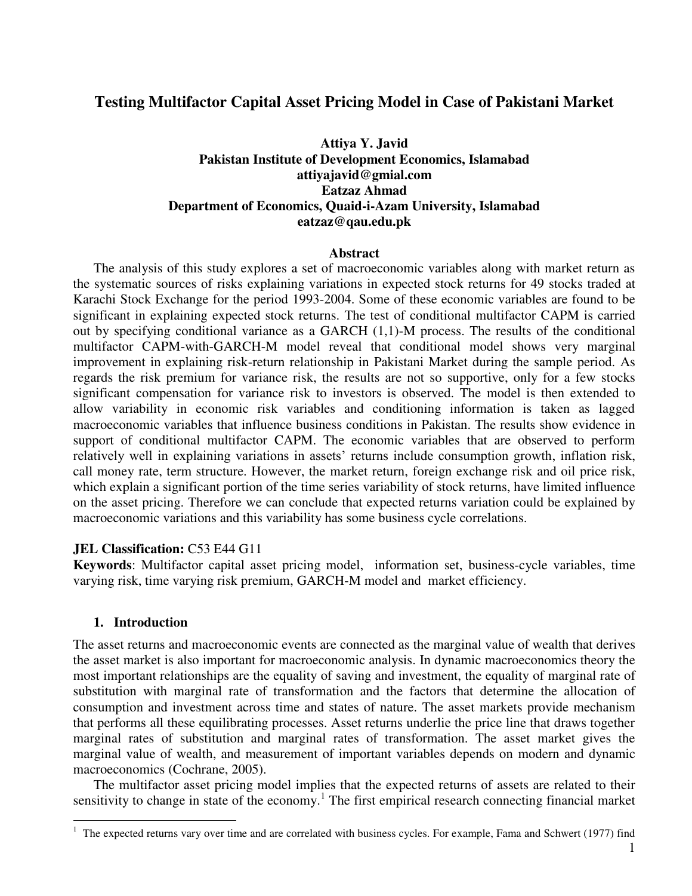# Testing Multifactor Capital Asset Pricing Model in Case of Pakistani Market

**Attiya Y. Javid**
**Pakistan Institute of Development Economics, Islamabad**
**attiyajavid@gmial.com**
**Eatzaz Ahmad**
**Department of Economics, Quaid-i-Azam University, Islamabad**
**eatzaz@qau.edu.pk**

## Abstract

The analysis of this study explores a set of macroeconomic variables along with market return as the systematic sources of risks explaining variations in expected stock returns for 49 stocks traded at Karachi Stock Exchange for the period 1993-2004. Some of these economic variables are found to be significant in explaining expected stock returns. The test of conditional multifactor CAPM is carried out by specifying conditional variance as a GARCH (1,1)-M process. The results of the conditional multifactor CAPM-with-GARCH-M model reveal that conditional model shows very marginal improvement in explaining risk-return relationship in Pakistani Market during the sample period. As regards the risk premium for variance risk, the results are not so supportive, only for a few stocks significant compensation for variance risk to investors is observed. The model is then extended to allow variability in economic risk variables and conditioning information is taken as lagged macroeconomic variables that influence business conditions in Pakistan. The results show evidence in support of conditional multifactor CAPM. The economic variables that are observed to perform relatively well in explaining variations in assets' returns include consumption growth, inflation risk, call money rate, term structure. However, the market return, foreign exchange risk and oil price risk, which explain a significant portion of the time series variability of stock returns, have limited influence on the asset pricing. Therefore we can conclude that expected returns variation could be explained by macroeconomic variations and this variability has some business cycle correlations.

**JEL Classification:** C53 E44 G11

**Keywords**: Multifactor capital asset pricing model, information set, business-cycle variables, time varying risk, time varying risk premium, GARCH-M model and market efficiency.

## 1. Introduction

The asset returns and macroeconomic events are connected as the marginal value of wealth that derives the asset market is also important for macroeconomic analysis. In dynamic macroeconomics theory the most important relationships are the equality of saving and investment, the equality of marginal rate of substitution with marginal rate of transformation and the factors that determine the allocation of consumption and investment across time and states of nature. The asset markets provide mechanism that performs all these equilibrating processes. Asset returns underlie the price line that draws together marginal rates of substitution and marginal rates of transformation. The asset market gives the marginal value of wealth, and measurement of important variables depends on modern and dynamic macroeconomics (Cochrane, 2005).

The multifactor asset pricing model implies that the expected returns of assets are related to their sensitivity to change in state of the economy.[1] The first empirical research connecting financial market

[1] The expected returns vary over time and are correlated with business cycles. For example, Fama and Schwert (1977) find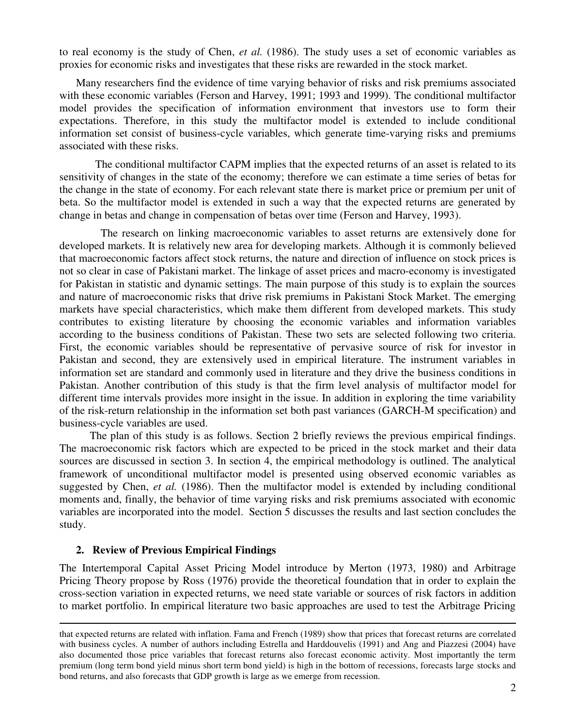to real economy is the study of Chen, *et al.* (1986). The study uses a set of economic variables as proxies for economic risks and investigates that these risks are rewarded in the stock market.

Many researchers find the evidence of time varying behavior of risks and risk premiums associated with these economic variables (Ferson and Harvey, 1991; 1993 and 1999). The conditional multifactor model provides the specification of information environment that investors use to form their expectations. Therefore, in this study the multifactor model is extended to include conditional information set consist of business-cycle variables, which generate time-varying risks and premiums associated with these risks.

The conditional multifactor CAPM implies that the expected returns of an asset is related to its sensitivity of changes in the state of the economy; therefore we can estimate a time series of betas for the change in the state of economy. For each relevant state there is market price or premium per unit of beta. So the multifactor model is extended in such a way that the expected returns are generated by change in betas and change in compensation of betas over time (Ferson and Harvey, 1993).

The research on linking macroeconomic variables to asset returns are extensively done for developed markets. It is relatively new area for developing markets. Although it is commonly believed that macroeconomic factors affect stock returns, the nature and direction of influence on stock prices is not so clear in case of Pakistani market. The linkage of asset prices and macro-economy is investigated for Pakistan in statistic and dynamic settings. The main purpose of this study is to explain the sources and nature of macroeconomic risks that drive risk premiums in Pakistani Stock Market. The emerging markets have special characteristics, which make them different from developed markets. This study contributes to existing literature by choosing the economic variables and information variables according to the business conditions of Pakistan. These two sets are selected following two criteria. First, the economic variables should be representative of pervasive source of risk for investor in Pakistan and second, they are extensively used in empirical literature. The instrument variables in information set are standard and commonly used in literature and they drive the business conditions in Pakistan. Another contribution of this study is that the firm level analysis of multifactor model for different time intervals provides more insight in the issue. In addition in exploring the time variability of the risk-return relationship in the information set both past variances (GARCH-M specification) and business-cycle variables are used.

The plan of this study is as follows. Section 2 briefly reviews the previous empirical findings. The macroeconomic risk factors which are expected to be priced in the stock market and their data sources are discussed in section 3. In section 4, the empirical methodology is outlined. The analytical framework of unconditional multifactor model is presented using observed economic variables as suggested by Chen, *et al.* (1986). Then the multifactor model is extended by including conditional moments and, finally, the behavior of time varying risks and risk premiums associated with economic variables are incorporated into the model. Section 5 discusses the results and last section concludes the study.

## 2. Review of Previous Empirical Findings

The Intertemporal Capital Asset Pricing Model introduce by Merton (1973, 1980) and Arbitrage Pricing Theory propose by Ross (1976) provide the theoretical foundation that in order to explain the cross-section variation in expected returns, we need state variable or sources of risk factors in addition to market portfolio. In empirical literature two basic approaches are used to test the Arbitrage Pricing

---

that expected returns are related with inflation. Fama and French (1989) show that prices that forecast returns are correlated with business cycles. A number of authors including Estrella and Harddouvelis (1991) and Ang and Piazzesi (2004) have also documented those price variables that forecast returns also forecast economic activity. Most importantly the term premium (long term bond yield minus short term bond yield) is high in the bottom of recessions, forecasts large stocks and bond returns, and also forecasts that GDP growth is large as we emerge from recession.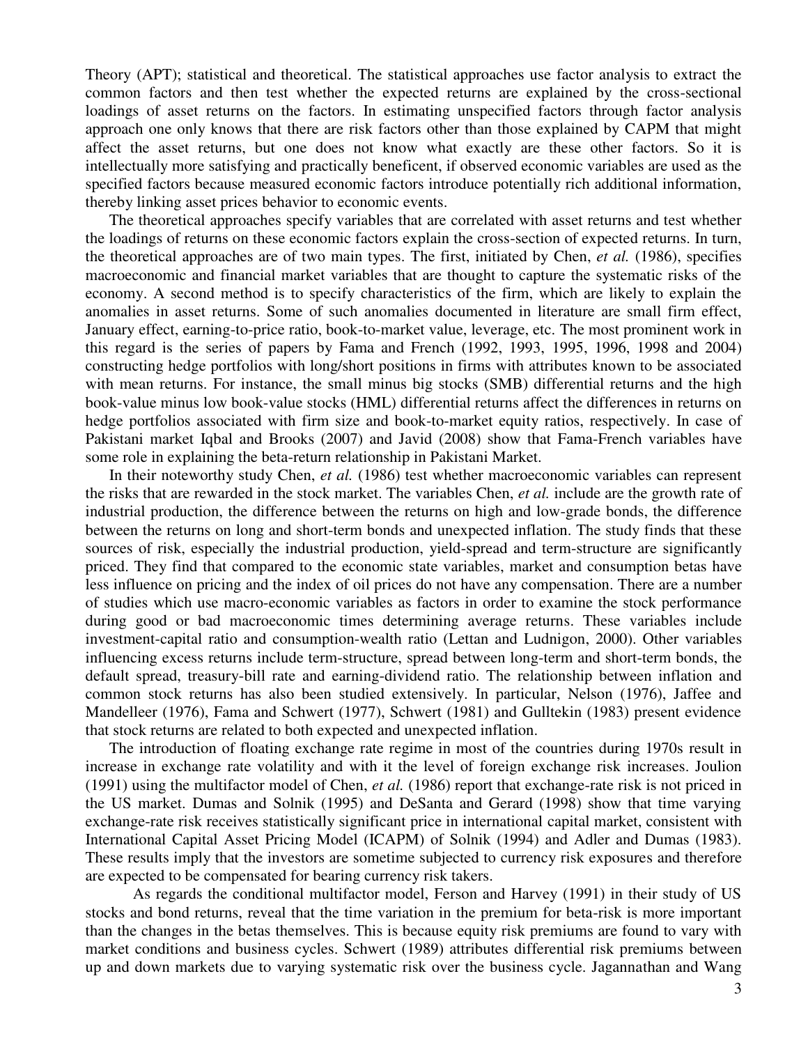Theory (APT); statistical and theoretical. The statistical approaches use factor analysis to extract the common factors and then test whether the expected returns are explained by the cross-sectional loadings of asset returns on the factors. In estimating unspecified factors through factor analysis approach one only knows that there are risk factors other than those explained by CAPM that might affect the asset returns, but one does not know what exactly are these other factors. So it is intellectually more satisfying and practically beneficent, if observed economic variables are used as the specified factors because measured economic factors introduce potentially rich additional information, thereby linking asset prices behavior to economic events.

The theoretical approaches specify variables that are correlated with asset returns and test whether the loadings of returns on these economic factors explain the cross-section of expected returns. In turn, the theoretical approaches are of two main types. The first, initiated by Chen, *et al.* (1986), specifies macroeconomic and financial market variables that are thought to capture the systematic risks of the economy. A second method is to specify characteristics of the firm, which are likely to explain the anomalies in asset returns. Some of such anomalies documented in literature are small firm effect, January effect, earning-to-price ratio, book-to-market value, leverage, etc. The most prominent work in this regard is the series of papers by Fama and French (1992, 1993, 1995, 1996, 1998 and 2004) constructing hedge portfolios with long/short positions in firms with attributes known to be associated with mean returns. For instance, the small minus big stocks (SMB) differential returns and the high book-value minus low book-value stocks (HML) differential returns affect the differences in returns on hedge portfolios associated with firm size and book-to-market equity ratios, respectively. In case of Pakistani market Iqbal and Brooks (2007) and Javid (2008) show that Fama-French variables have some role in explaining the beta-return relationship in Pakistani Market.

In their noteworthy study Chen, *et al.* (1986) test whether macroeconomic variables can represent the risks that are rewarded in the stock market. The variables Chen, *et al.* include are the growth rate of industrial production, the difference between the returns on high and low-grade bonds, the difference between the returns on long and short-term bonds and unexpected inflation. The study finds that these sources of risk, especially the industrial production, yield-spread and term-structure are significantly priced. They find that compared to the economic state variables, market and consumption betas have less influence on pricing and the index of oil prices do not have any compensation. There are a number of studies which use macro-economic variables as factors in order to examine the stock performance during good or bad macroeconomic times determining average returns. These variables include investment-capital ratio and consumption-wealth ratio (Lettan and Ludnigon, 2000). Other variables influencing excess returns include term-structure, spread between long-term and short-term bonds, the default spread, treasury-bill rate and earning-dividend ratio. The relationship between inflation and common stock returns has also been studied extensively. In particular, Nelson (1976), Jaffee and Mandelleer (1976), Fama and Schwert (1977), Schwert (1981) and Gulltekin (1983) present evidence that stock returns are related to both expected and unexpected inflation.

The introduction of floating exchange rate regime in most of the countries during 1970s result in increase in exchange rate volatility and with it the level of foreign exchange risk increases. Joulion (1991) using the multifactor model of Chen, *et al.* (1986) report that exchange-rate risk is not priced in the US market. Dumas and Solnik (1995) and DeSanta and Gerard (1998) show that time varying exchange-rate risk receives statistically significant price in international capital market, consistent with International Capital Asset Pricing Model (ICAPM) of Solnik (1994) and Adler and Dumas (1983). These results imply that the investors are sometime subjected to currency risk exposures and therefore are expected to be compensated for bearing currency risk takers.

As regards the conditional multifactor model, Ferson and Harvey (1991) in their study of US stocks and bond returns, reveal that the time variation in the premium for beta-risk is more important than the changes in the betas themselves. This is because equity risk premiums are found to vary with market conditions and business cycles. Schwert (1989) attributes differential risk premiums between up and down markets due to varying systematic risk over the business cycle. Jagannathan and Wang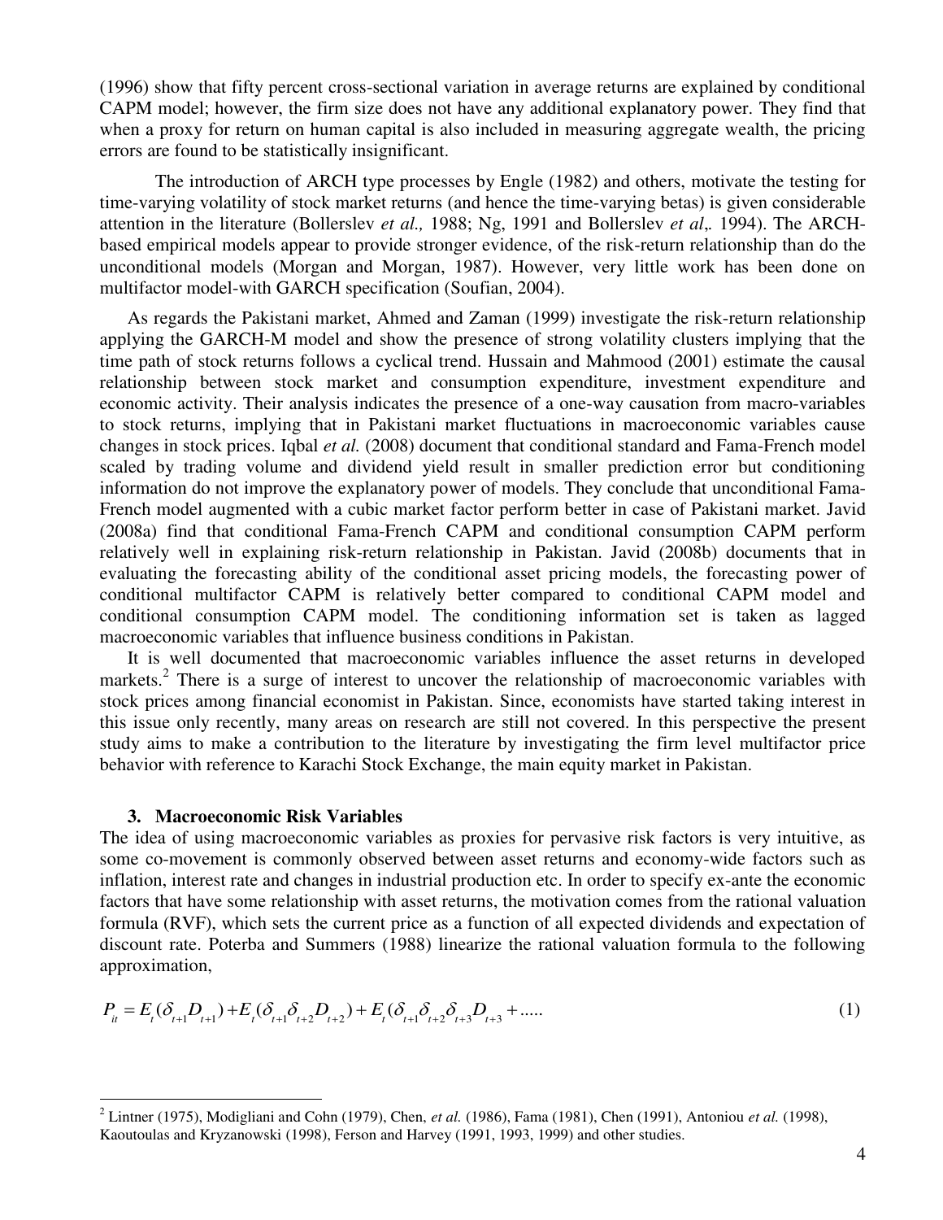(1996) show that fifty percent cross-sectional variation in average returns are explained by conditional CAPM model; however, the firm size does not have any additional explanatory power. They find that when a proxy for return on human capital is also included in measuring aggregate wealth, the pricing errors are found to be statistically insignificant.

The introduction of ARCH type processes by Engle (1982) and others, motivate the testing for time-varying volatility of stock market returns (and hence the time-varying betas) is given considerable attention in the literature (Bollerslev *et al.,* 1988; Ng, 1991 and Bollerslev *et al*,. 1994). The ARCH-based empirical models appear to provide stronger evidence, of the risk-return relationship than do the unconditional models (Morgan and Morgan, 1987). However, very little work has been done on multifactor model-with GARCH specification (Soufian, 2004).

As regards the Pakistani market, Ahmed and Zaman (1999) investigate the risk-return relationship applying the GARCH-M model and show the presence of strong volatility clusters implying that the time path of stock returns follows a cyclical trend. Hussain and Mahmood (2001) estimate the causal relationship between stock market and consumption expenditure, investment expenditure and economic activity. Their analysis indicates the presence of a one-way causation from macro-variables to stock returns, implying that in Pakistani market fluctuations in macroeconomic variables cause changes in stock prices. Iqbal *et al.* (2008) document that conditional standard and Fama-French model scaled by trading volume and dividend yield result in smaller prediction error but conditioning information do not improve the explanatory power of models. They conclude that unconditional Fama-French model augmented with a cubic market factor perform better in case of Pakistani market. Javid (2008a) find that conditional Fama-French CAPM and conditional consumption CAPM perform relatively well in explaining risk-return relationship in Pakistan. Javid (2008b) documents that in evaluating the forecasting ability of the conditional asset pricing models, the forecasting power of conditional multifactor CAPM is relatively better compared to conditional CAPM model and conditional consumption CAPM model. The conditioning information set is taken as lagged macroeconomic variables that influence business conditions in Pakistan.

It is well documented that macroeconomic variables influence the asset returns in developed markets.[2] There is a surge of interest to uncover the relationship of macroeconomic variables with stock prices among financial economist in Pakistan. Since, economists have started taking interest in this issue only recently, many areas on research are still not covered. In this perspective the present study aims to make a contribution to the literature by investigating the firm level multifactor price behavior with reference to Karachi Stock Exchange, the main equity market in Pakistan.

## 3. Macroeconomic Risk Variables

The idea of using macroeconomic variables as proxies for pervasive risk factors is very intuitive, as some co-movement is commonly observed between asset returns and economy-wide factors such as inflation, interest rate and changes in industrial production etc. In order to specify ex-ante the economic factors that have some relationship with asset returns, the motivation comes from the rational valuation formula (RVF), which sets the current price as a function of all expected dividends and expectation of discount rate. Poterba and Summers (1988) linearize the rational valuation formula to the following approximation,

$$P_{it} = E_t(\delta_{t+1} D_{t+1}) + E_t(\delta_{t+1}\delta_{t+2} D_{t+2}) + E_t(\delta_{t+1}\delta_{t+2}\delta_{t+3} D_{t+3} + ..... \quad (1)$$

[2] Lintner (1975), Modigliani and Cohn (1979), Chen, *et al.* (1986), Fama (1981), Chen (1991), Antoniou *et al.* (1998), Kaoutoulas and Kryzanowski (1998), Ferson and Harvey (1991, 1993, 1999) and other studies.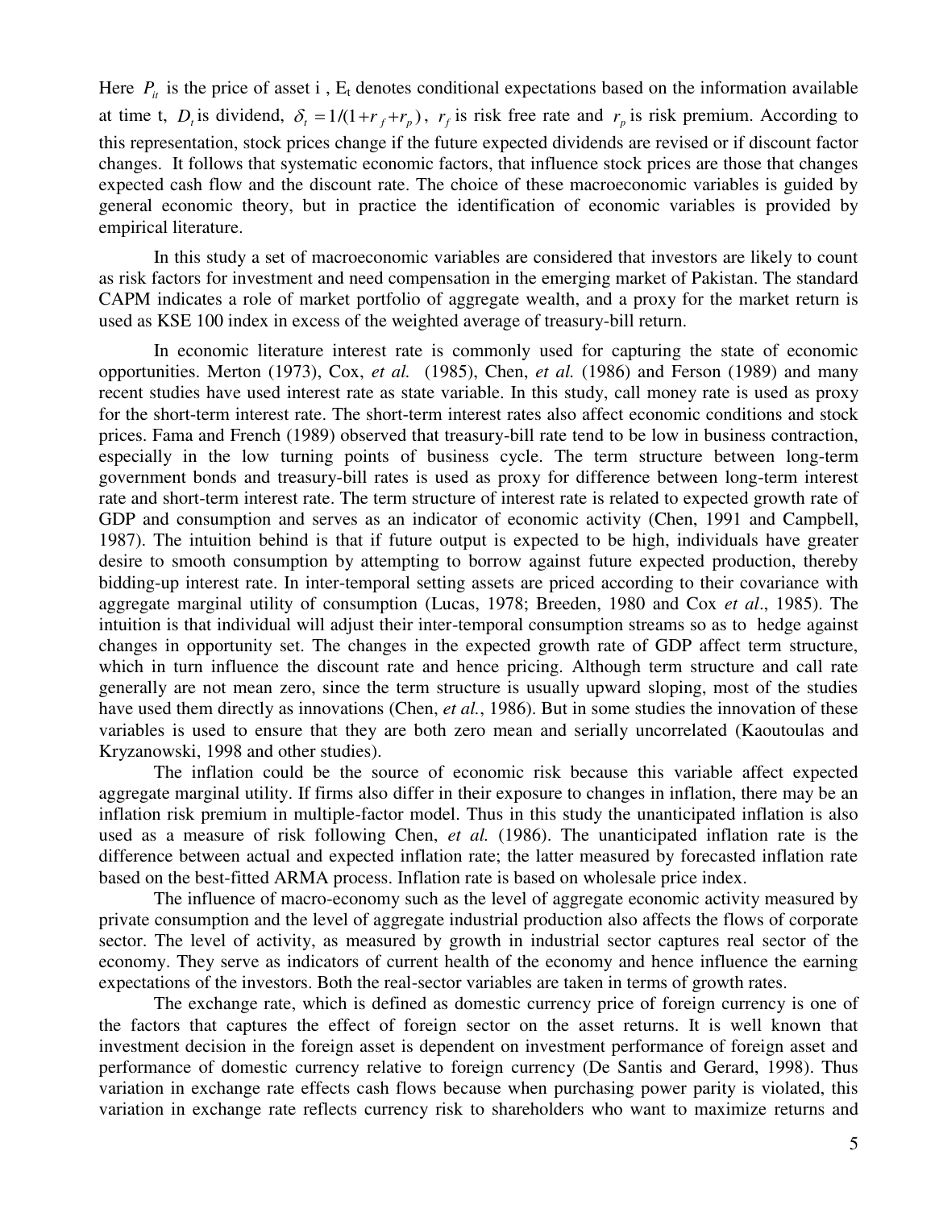Here $P_{it}$ is the price of asset i , $E_t$ denotes conditional expectations based on the information available at time t, $D_t$ is dividend, $\delta_t = 1/(1+r_f+r_p)$, $r_f$ is risk free rate and $r_p$ is risk premium. According to this representation, stock prices change if the future expected dividends are revised or if discount factor changes. It follows that systematic economic factors, that influence stock prices are those that changes expected cash flow and the discount rate. The choice of these macroeconomic variables is guided by general economic theory, but in practice the identification of economic variables is provided by empirical literature.

In this study a set of macroeconomic variables are considered that investors are likely to count as risk factors for investment and need compensation in the emerging market of Pakistan. The standard CAPM indicates a role of market portfolio of aggregate wealth, and a proxy for the market return is used as KSE 100 index in excess of the weighted average of treasury-bill return.

In economic literature interest rate is commonly used for capturing the state of economic opportunities. Merton (1973), Cox, *et al.* (1985), Chen, *et al.* (1986) and Ferson (1989) and many recent studies have used interest rate as state variable. In this study, call money rate is used as proxy for the short-term interest rate. The short-term interest rates also affect economic conditions and stock prices. Fama and French (1989) observed that treasury-bill rate tend to be low in business contraction, especially in the low turning points of business cycle. The term structure between long-term government bonds and treasury-bill rates is used as proxy for difference between long-term interest rate and short-term interest rate. The term structure of interest rate is related to expected growth rate of GDP and consumption and serves as an indicator of economic activity (Chen, 1991 and Campbell, 1987). The intuition behind is that if future output is expected to be high, individuals have greater desire to smooth consumption by attempting to borrow against future expected production, thereby bidding-up interest rate. In inter-temporal setting assets are priced according to their covariance with aggregate marginal utility of consumption (Lucas, 1978; Breeden, 1980 and Cox *et al*., 1985). The intuition is that individual will adjust their inter-temporal consumption streams so as to hedge against changes in opportunity set. The changes in the expected growth rate of GDP affect term structure, which in turn influence the discount rate and hence pricing. Although term structure and call rate generally are not mean zero, since the term structure is usually upward sloping, most of the studies have used them directly as innovations (Chen, *et al.*, 1986). But in some studies the innovation of these variables is used to ensure that they are both zero mean and serially uncorrelated (Kaoutoulas and Kryzanowski, 1998 and other studies).

The inflation could be the source of economic risk because this variable affect expected aggregate marginal utility. If firms also differ in their exposure to changes in inflation, there may be an inflation risk premium in multiple-factor model. Thus in this study the unanticipated inflation is also used as a measure of risk following Chen, *et al.* (1986). The unanticipated inflation rate is the difference between actual and expected inflation rate; the latter measured by forecasted inflation rate based on the best-fitted ARMA process. Inflation rate is based on wholesale price index.

The influence of macro-economy such as the level of aggregate economic activity measured by private consumption and the level of aggregate industrial production also affects the flows of corporate sector. The level of activity, as measured by growth in industrial sector captures real sector of the economy. They serve as indicators of current health of the economy and hence influence the earning expectations of the investors. Both the real-sector variables are taken in terms of growth rates.

The exchange rate, which is defined as domestic currency price of foreign currency is one of the factors that captures the effect of foreign sector on the asset returns. It is well known that investment decision in the foreign asset is dependent on investment performance of foreign asset and performance of domestic currency relative to foreign currency (De Santis and Gerard, 1998). Thus variation in exchange rate effects cash flows because when purchasing power parity is violated, this variation in exchange rate reflects currency risk to shareholders who want to maximize returns and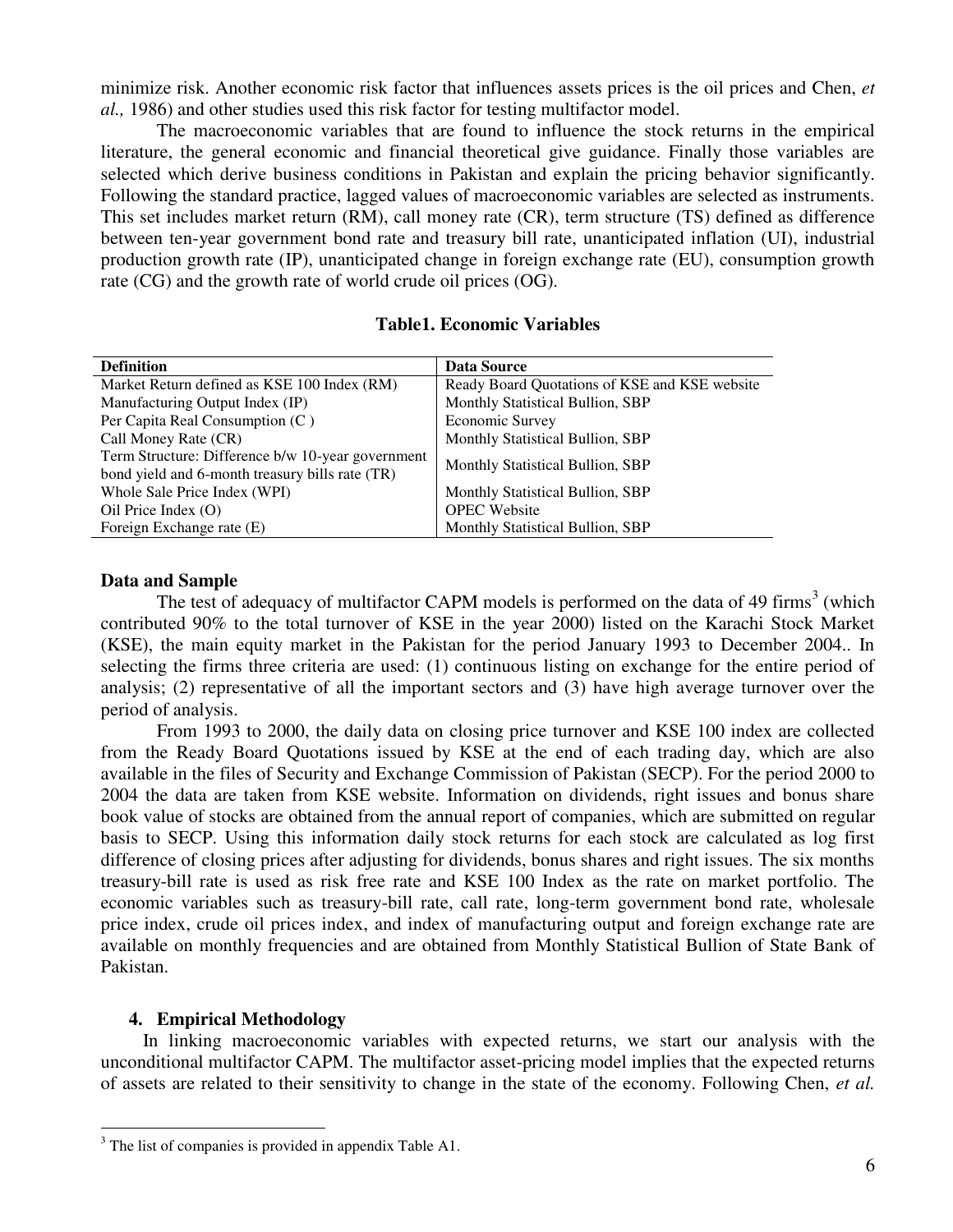minimize risk. Another economic risk factor that influences assets prices is the oil prices and Chen, *et al.,* 1986) and other studies used this risk factor for testing multifactor model.

The macroeconomic variables that are found to influence the stock returns in the empirical literature, the general economic and financial theoretical give guidance. Finally those variables are selected which derive business conditions in Pakistan and explain the pricing behavior significantly. Following the standard practice, lagged values of macroeconomic variables are selected as instruments. This set includes market return (RM), call money rate (CR), term structure (TS) defined as difference between ten-year government bond rate and treasury bill rate, unanticipated inflation (UI), industrial production growth rate (IP), unanticipated change in foreign exchange rate (EU), consumption growth rate (CG) and the growth rate of world crude oil prices (OG).

**Table1. Economic Variables**

| Definition | Data Source |
|---|---|
| Market Return defined as KSE 100 Index (RM) | Ready Board Quotations of KSE and KSE website |
| Manufacturing Output Index (IP) | Monthly Statistical Bullion, SBP |
| Per Capita Real Consumption (C ) | Economic Survey |
| Call Money Rate (CR) | Monthly Statistical Bullion, SBP |
| Term Structure: Difference b/w 10-year government bond yield and 6-month treasury bills rate (TR) | Monthly Statistical Bullion, SBP |
| Whole Sale Price Index (WPI) | Monthly Statistical Bullion, SBP |
| Oil Price Index (O) | OPEC Website |
| Foreign Exchange rate (E) | Monthly Statistical Bullion, SBP |

**Data and Sample**

The test of adequacy of multifactor CAPM models is performed on the data of 49 firms[3] (which contributed 90% to the total turnover of KSE in the year 2000) listed on the Karachi Stock Market (KSE), the main equity market in the Pakistan for the period January 1993 to December 2004.. In selecting the firms three criteria are used: (1) continuous listing on exchange for the entire period of analysis; (2) representative of all the important sectors and (3) have high average turnover over the period of analysis.

From 1993 to 2000, the daily data on closing price turnover and KSE 100 index are collected from the Ready Board Quotations issued by KSE at the end of each trading day, which are also available in the files of Security and Exchange Commission of Pakistan (SECP). For the period 2000 to 2004 the data are taken from KSE website. Information on dividends, right issues and bonus share book value of stocks are obtained from the annual report of companies, which are submitted on regular basis to SECP. Using this information daily stock returns for each stock are calculated as log first difference of closing prices after adjusting for dividends, bonus shares and right issues. The six months treasury-bill rate is used as risk free rate and KSE 100 Index as the rate on market portfolio. The economic variables such as treasury-bill rate, call rate, long-term government bond rate, wholesale price index, crude oil prices index, and index of manufacturing output and foreign exchange rate are available on monthly frequencies and are obtained from Monthly Statistical Bullion of State Bank of Pakistan.

## 4. Empirical Methodology

In linking macroeconomic variables with expected returns, we start our analysis with the unconditional multifactor CAPM. The multifactor asset-pricing model implies that the expected returns of assets are related to their sensitivity to change in the state of the economy. Following Chen, *et al.*

[3] The list of companies is provided in appendix Table A1.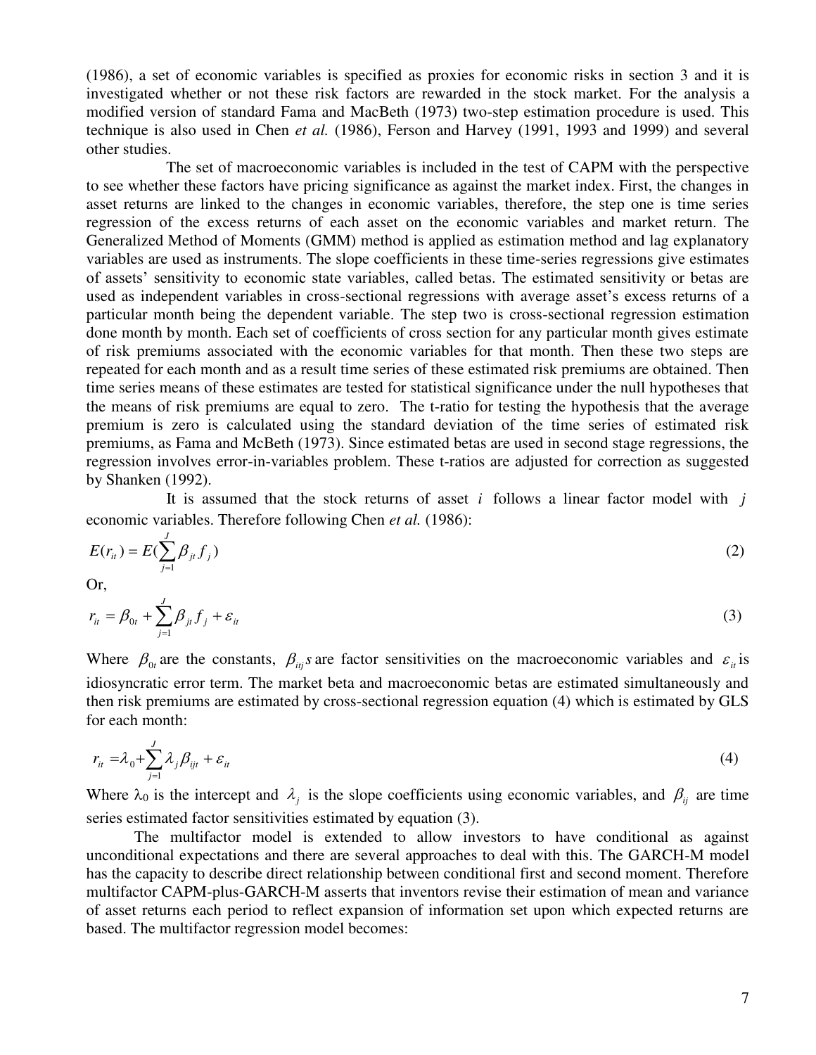(1986), a set of economic variables is specified as proxies for economic risks in section 3 and it is investigated whether or not these risk factors are rewarded in the stock market. For the analysis a modified version of standard Fama and MacBeth (1973) two-step estimation procedure is used. This technique is also used in Chen *et al.* (1986), Ferson and Harvey (1991, 1993 and 1999) and several other studies.

The set of macroeconomic variables is included in the test of CAPM with the perspective to see whether these factors have pricing significance as against the market index. First, the changes in asset returns are linked to the changes in economic variables, therefore, the step one is time series regression of the excess returns of each asset on the economic variables and market return. The Generalized Method of Moments (GMM) method is applied as estimation method and lag explanatory variables are used as instruments. The slope coefficients in these time-series regressions give estimates of assets' sensitivity to economic state variables, called betas. The estimated sensitivity or betas are used as independent variables in cross-sectional regressions with average asset's excess returns of a particular month being the dependent variable. The step two is cross-sectional regression estimation done month by month. Each set of coefficients of cross section for any particular month gives estimate of risk premiums associated with the economic variables for that month. Then these two steps are repeated for each month and as a result time series of these estimated risk premiums are obtained. Then time series means of these estimates are tested for statistical significance under the null hypotheses that the means of risk premiums are equal to zero. The t-ratio for testing the hypothesis that the average premium is zero is calculated using the standard deviation of the time series of estimated risk premiums, as Fama and McBeth (1973). Since estimated betas are used in second stage regressions, the regression involves error-in-variables problem. These t-ratios are adjusted for correction as suggested by Shanken (1992).

It is assumed that the stock returns of asset $i$ follows a linear factor model with $j$ economic variables. Therefore following Chen *et al.* (1986):

$$E(r_{it}) = E(\sum_{j=1}^{J} \beta_{jt} f_j) \tag{2}$$

Or,

$$r_{it} = \beta_{0t} + \sum_{j=1}^{J} \beta_{jt} f_j + \varepsilon_{it} \tag{3}$$

Where $\beta_{0t}$ are the constants, $\beta_{itj}s$ are factor sensitivities on the macroeconomic variables and $\varepsilon_{it}$ is idiosyncratic error term. The market beta and macroeconomic betas are estimated simultaneously and then risk premiums are estimated by cross-sectional regression equation (4) which is estimated by GLS for each month:

$$r_{it} = \lambda_0 + \sum_{j=1}^{J} \lambda_j \beta_{ijt} + \varepsilon_{it} \tag{4}$$

Where $\lambda_0$ is the intercept and $\lambda_j$ is the slope coefficients using economic variables, and $\beta_{ij}$ are time series estimated factor sensitivities estimated by equation (3).

The multifactor model is extended to allow investors to have conditional as against unconditional expectations and there are several approaches to deal with this. The GARCH-M model has the capacity to describe direct relationship between conditional first and second moment. Therefore multifactor CAPM-plus-GARCH-M asserts that inventors revise their estimation of mean and variance of asset returns each period to reflect expansion of information set upon which expected returns are based. The multifactor regression model becomes: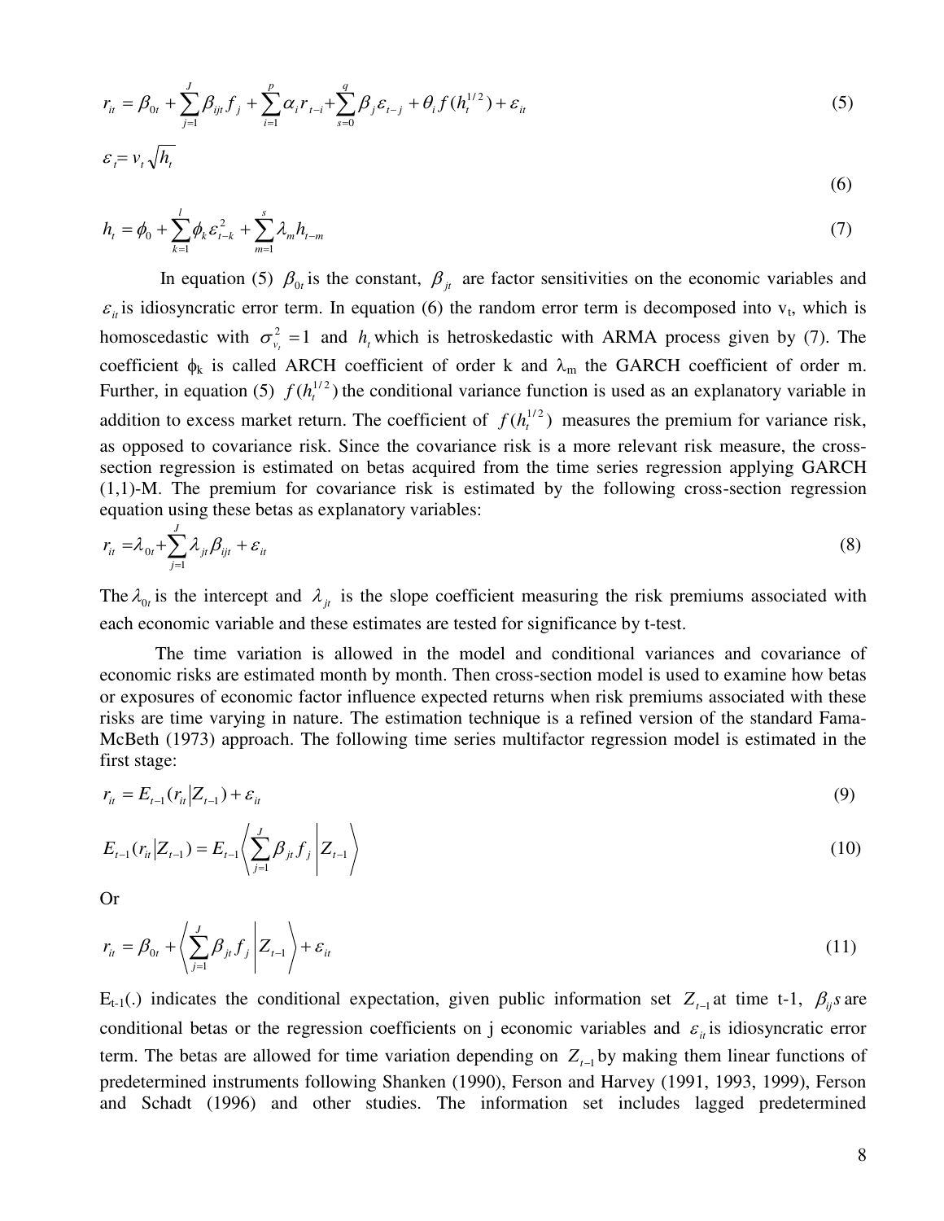$$r_{it} = \beta_{0t} + \sum_{j=1}^{J} \beta_{ijt} f_j + \sum_{i=1}^{p} \alpha_i r_{t-i} + \sum_{s=0}^{q} \beta_j \varepsilon_{t-j} + \theta_i f(h_t^{1/2}) + \varepsilon_{it} \tag{5}$$

$$\varepsilon_t = v_t \sqrt{h_t} \tag{6}$$

$$h_t = \phi_0 + \sum_{k=1}^{l} \phi_k \varepsilon_{t-k}^2 + \sum_{m=1}^{s} \lambda_m h_{t-m} \tag{7}$$

In equation (5) $\beta_{0t}$ is the constant, $\beta_{jt}$ are factor sensitivities on the economic variables and $\varepsilon_{it}$ is idiosyncratic error term. In equation (6) the random error term is decomposed into $v_t$, which is homoscedastic with $\sigma_{v_t}^2 = 1$ and $h_t$ which is hetroskedastic with ARMA process given by (7). The coefficient $\phi_k$ is called ARCH coefficient of order k and $\lambda_m$ the GARCH coefficient of order m. Further, in equation (5) $f(h_t^{1/2})$ the conditional variance function is used as an explanatory variable in addition to excess market return. The coefficient of $f(h_t^{1/2})$ measures the premium for variance risk, as opposed to covariance risk. Since the covariance risk is a more relevant risk measure, the cross-section regression is estimated on betas acquired from the time series regression applying GARCH (1,1)-M. The premium for covariance risk is estimated by the following cross-section regression equation using these betas as explanatory variables:

$$r_{it} = \lambda_{0t} + \sum_{j=1}^{J} \lambda_{jt} \beta_{ijt} + \varepsilon_{it} \tag{8}$$

The $\lambda_{0t}$ is the intercept and $\lambda_{jt}$ is the slope coefficient measuring the risk premiums associated with each economic variable and these estimates are tested for significance by t-test.

The time variation is allowed in the model and conditional variances and covariance of economic risks are estimated month by month. Then cross-section model is used to examine how betas or exposures of economic factor influence expected returns when risk premiums associated with these risks are time varying in nature. The estimation technique is a refined version of the standard Fama-McBeth (1973) approach. The following time series multifactor regression model is estimated in the first stage:

$$r_{it} = E_{t-1}(r_{it} | Z_{t-1}) + \varepsilon_{it} \tag{9}$$

$$E_{t-1}(r_{it} | Z_{t-1}) = E_{t-1} \left\langle \sum_{j=1}^{J} \beta_{jt} f_j \middle| Z_{t-1} \right\rangle \tag{10}$$

Or

$$r_{it} = \beta_{0t} + \left\langle \sum_{j=1}^{J} \beta_{jt} f_j \middle| Z_{t-1} \right\rangle + \varepsilon_{it} \tag{11}$$

$E_{t-1}(.)$ indicates the conditional expectation, given public information set $Z_{t-1}$ at time t-1, $\beta_{ij}s$ are conditional betas or the regression coefficients on j economic variables and $\varepsilon_{it}$ is idiosyncratic error term. The betas are allowed for time variation depending on $Z_{t-1}$ by making them linear functions of predetermined instruments following Shanken (1990), Ferson and Harvey (1991, 1993, 1999), Ferson and Schadt (1996) and other studies. The information set includes lagged predetermined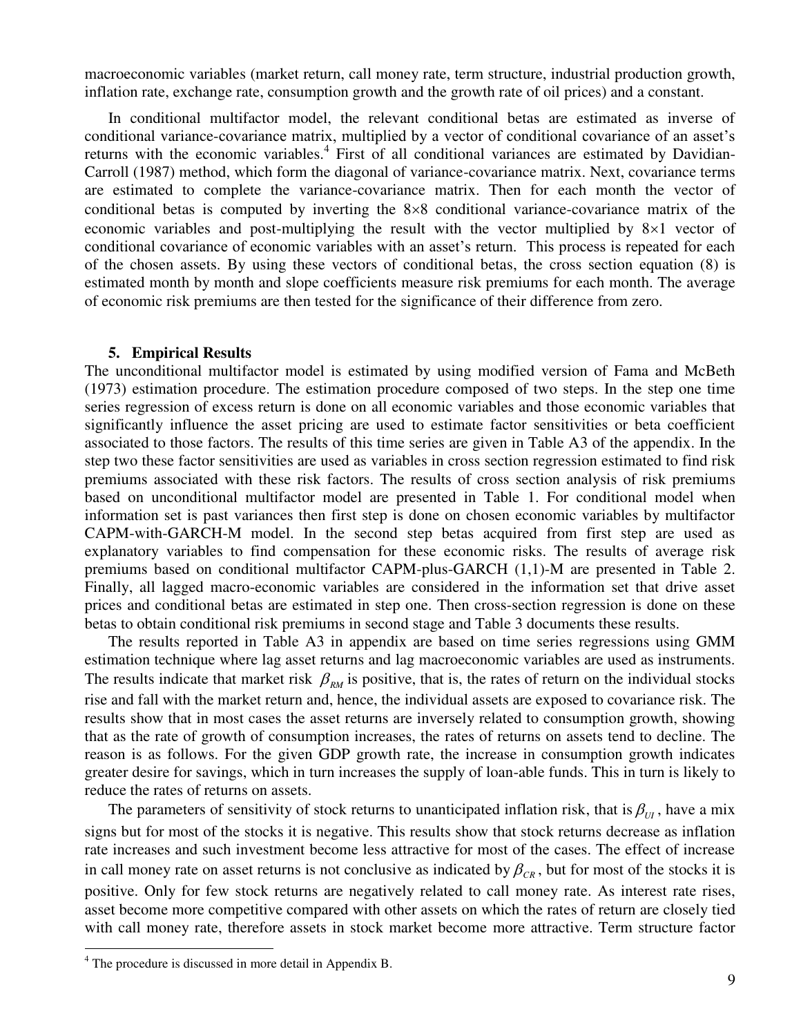macroeconomic variables (market return, call money rate, term structure, industrial production growth, inflation rate, exchange rate, consumption growth and the growth rate of oil prices) and a constant.

In conditional multifactor model, the relevant conditional betas are estimated as inverse of conditional variance-covariance matrix, multiplied by a vector of conditional covariance of an asset's returns with the economic variables.[4] First of all conditional variances are estimated by Davidian-Carroll (1987) method, which form the diagonal of variance-covariance matrix. Next, covariance terms are estimated to complete the variance-covariance matrix. Then for each month the vector of conditional betas is computed by inverting the 8×8 conditional variance-covariance matrix of the economic variables and post-multiplying the result with the vector multiplied by 8×1 vector of conditional covariance of economic variables with an asset's return. This process is repeated for each of the chosen assets. By using these vectors of conditional betas, the cross section equation (8) is estimated month by month and slope coefficients measure risk premiums for each month. The average of economic risk premiums are then tested for the significance of their difference from zero.

## 5. Empirical Results

The unconditional multifactor model is estimated by using modified version of Fama and McBeth (1973) estimation procedure. The estimation procedure composed of two steps. In the step one time series regression of excess return is done on all economic variables and those economic variables that significantly influence the asset pricing are used to estimate factor sensitivities or beta coefficient associated to those factors. The results of this time series are given in Table A3 of the appendix. In the step two these factor sensitivities are used as variables in cross section regression estimated to find risk premiums associated with these risk factors. The results of cross section analysis of risk premiums based on unconditional multifactor model are presented in Table 1. For conditional model when information set is past variances then first step is done on chosen economic variables by multifactor CAPM-with-GARCH-M model. In the second step betas acquired from first step are used as explanatory variables to find compensation for these economic risks. The results of average risk premiums based on conditional multifactor CAPM-plus-GARCH (1,1)-M are presented in Table 2. Finally, all lagged macro-economic variables are considered in the information set that drive asset prices and conditional betas are estimated in step one. Then cross-section regression is done on these betas to obtain conditional risk premiums in second stage and Table 3 documents these results.

The results reported in Table A3 in appendix are based on time series regressions using GMM estimation technique where lag asset returns and lag macroeconomic variables are used as instruments. The results indicate that market risk $\beta_{RM}$ is positive, that is, the rates of return on the individual stocks rise and fall with the market return and, hence, the individual assets are exposed to covariance risk. The results show that in most cases the asset returns are inversely related to consumption growth, showing that as the rate of growth of consumption increases, the rates of returns on assets tend to decline. The reason is as follows. For the given GDP growth rate, the increase in consumption growth indicates greater desire for savings, which in turn increases the supply of loan-able funds. This in turn is likely to reduce the rates of returns on assets.

The parameters of sensitivity of stock returns to unanticipated inflation risk, that is $\beta_{UI}$, have a mix signs but for most of the stocks it is negative. This results show that stock returns decrease as inflation rate increases and such investment become less attractive for most of the cases. The effect of increase in call money rate on asset returns is not conclusive as indicated by $\beta_{CR}$, but for most of the stocks it is positive. Only for few stock returns are negatively related to call money rate. As interest rate rises, asset become more competitive compared with other assets on which the rates of return are closely tied with call money rate, therefore assets in stock market become more attractive. Term structure factor

[4] The procedure is discussed in more detail in Appendix B.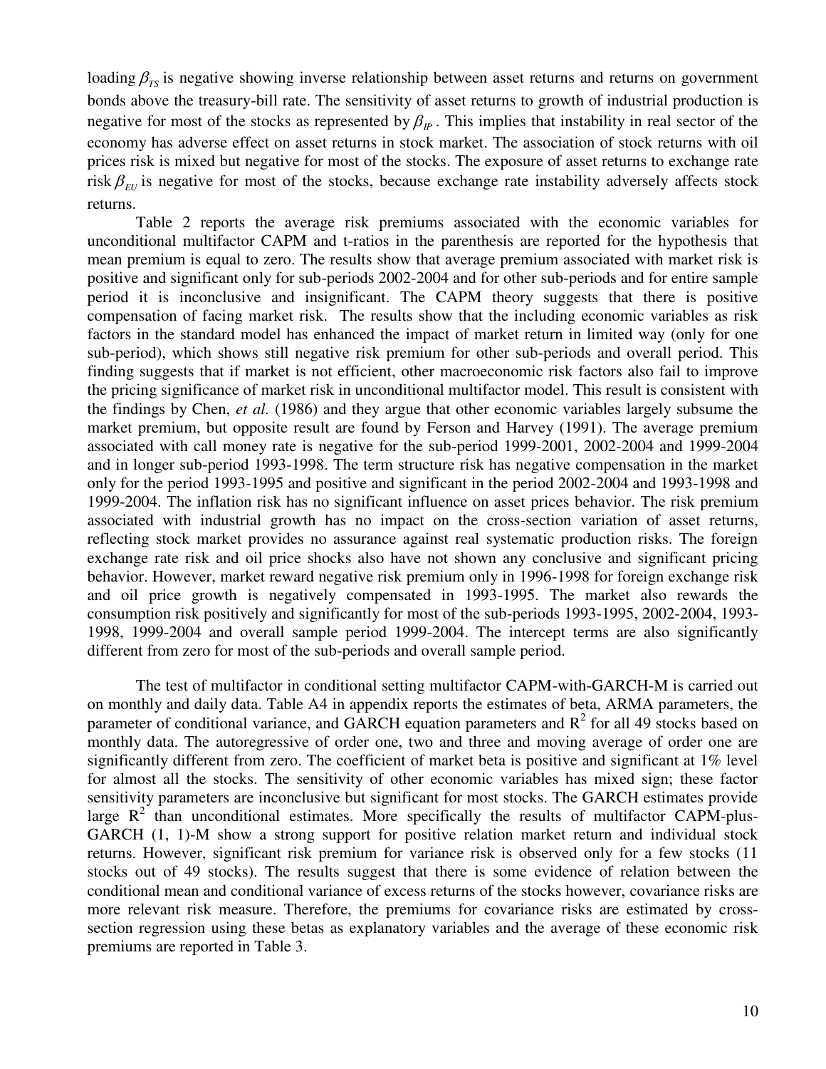loading $\beta_{TS}$ is negative showing inverse relationship between asset returns and returns on government bonds above the treasury-bill rate. The sensitivity of asset returns to growth of industrial production is negative for most of the stocks as represented by $\beta_{IP}$. This implies that instability in real sector of the economy has adverse effect on asset returns in stock market. The association of stock returns with oil prices risk is mixed but negative for most of the stocks. The exposure of asset returns to exchange rate risk $\beta_{EU}$ is negative for most of the stocks, because exchange rate instability adversely affects stock returns.

Table 2 reports the average risk premiums associated with the economic variables for unconditional multifactor CAPM and t-ratios in the parenthesis are reported for the hypothesis that mean premium is equal to zero. The results show that average premium associated with market risk is positive and significant only for sub-periods 2002-2004 and for other sub-periods and for entire sample period it is inconclusive and insignificant. The CAPM theory suggests that there is positive compensation of facing market risk. The results show that the including economic variables as risk factors in the standard model has enhanced the impact of market return in limited way (only for one sub-period), which shows still negative risk premium for other sub-periods and overall period. This finding suggests that if market is not efficient, other macroeconomic risk factors also fail to improve the pricing significance of market risk in unconditional multifactor model. This result is consistent with the findings by Chen, *et al.* (1986) and they argue that other economic variables largely subsume the market premium, but opposite result are found by Ferson and Harvey (1991). The average premium associated with call money rate is negative for the sub-period 1999-2001, 2002-2004 and 1999-2004 and in longer sub-period 1993-1998. The term structure risk has negative compensation in the market only for the period 1993-1995 and positive and significant in the period 2002-2004 and 1993-1998 and 1999-2004. The inflation risk has no significant influence on asset prices behavior. The risk premium associated with industrial growth has no impact on the cross-section variation of asset returns, reflecting stock market provides no assurance against real systematic production risks. The foreign exchange rate risk and oil price shocks also have not shown any conclusive and significant pricing behavior. However, market reward negative risk premium only in 1996-1998 for foreign exchange risk and oil price growth is negatively compensated in 1993-1995. The market also rewards the consumption risk positively and significantly for most of the sub-periods 1993-1995, 2002-2004, 1993-1998, 1999-2004 and overall sample period 1999-2004. The intercept terms are also significantly different from zero for most of the sub-periods and overall sample period.

The test of multifactor in conditional setting multifactor CAPM-with-GARCH-M is carried out on monthly and daily data. Table A4 in appendix reports the estimates of beta, ARMA parameters, the parameter of conditional variance, and GARCH equation parameters and $R^2$ for all 49 stocks based on monthly data. The autoregressive of order one, two and three and moving average of order one are significantly different from zero. The coefficient of market beta is positive and significant at 1% level for almost all the stocks. The sensitivity of other economic variables has mixed sign; these factor sensitivity parameters are inconclusive but significant for most stocks. The GARCH estimates provide large $R^2$ than unconditional estimates. More specifically the results of multifactor CAPM-plus-GARCH (1, 1)-M show a strong support for positive relation market return and individual stock returns. However, significant risk premium for variance risk is observed only for a few stocks (11 stocks out of 49 stocks). The results suggest that there is some evidence of relation between the conditional mean and conditional variance of excess returns of the stocks however, covariance risks are more relevant risk measure. Therefore, the premiums for covariance risks are estimated by cross-section regression using these betas as explanatory variables and the average of these economic risk premiums are reported in Table 3.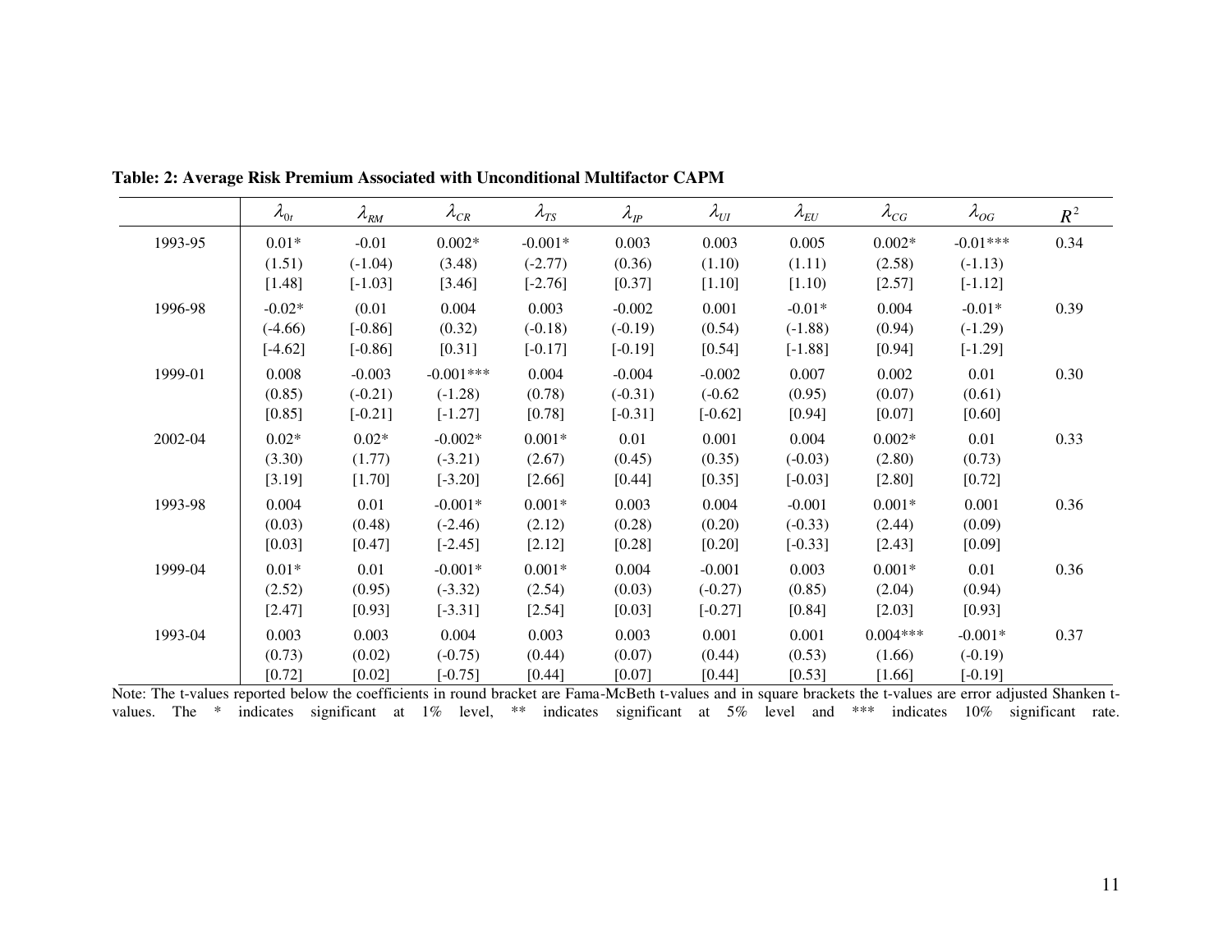**Table: 2: Average Risk Premium Associated with Unconditional Multifactor CAPM**

| | $\lambda_{0t}$ | $\lambda_{RM}$ | $\lambda_{CR}$ | $\lambda_{TS}$ | $\lambda_{IP}$ | $\lambda_{UI}$ | $\lambda_{EU}$ | $\lambda_{CG}$ | $\lambda_{OG}$ | $R^2$ |
|---|---|---|---|---|---|---|---|---|---|---|
| 1993-95 | 0.01* | -0.01 | 0.002* | -0.001* | 0.003 | 0.003 | 0.005 | 0.002* | -0.01*** | 0.34 |
| | (1.51) | (-1.04) | (3.48) | (-2.77) | (0.36) | (1.10) | (1.11) | (2.58) | (-1.13) | |
| | [1.48] | [-1.03] | [3.46] | [-2.76] | [0.37] | [1.10] | [1.10] | [2.57] | [-1.12] | |
| 1996-98 | -0.02* | (0.01 | 0.004 | 0.003 | -0.002 | 0.001 | -0.01* | 0.004 | -0.01* | 0.39 |
| | (-4.66) | [-0.86] | (0.32) | (-0.18) | (-0.19) | (0.54) | (-1.88) | (0.94) | (-1.29) | |
| | [-4.62] | [-0.86] | [0.31] | [-0.17] | [-0.19] | [0.54] | [-1.88] | [0.94] | [-1.29] | |
| 1999-01 | 0.008 | -0.003 | -0.001*** | 0.004 | -0.004 | -0.002 | 0.007 | 0.002 | 0.01 | 0.30 |
| | (0.85) | (-0.21) | (-1.28) | (0.78) | (-0.31) | (-0.62 | (0.95) | (0.07) | (0.61) | |
| | [0.85] | [-0.21] | [-1.27] | [0.78] | [-0.31] | [-0.62] | [0.94] | [0.07] | [0.60] | |
| 2002-04 | 0.02* | 0.02* | -0.002* | 0.001* | 0.01 | 0.001 | 0.004 | 0.002* | 0.01 | 0.33 |
| | (3.30) | (1.77) | (-3.21) | (2.67) | (0.45) | (0.35) | (-0.03) | (2.80) | (0.73) | |
| | [3.19] | [1.70] | [-3.20] | [2.66] | [0.44] | [0.35] | [-0.03] | [2.80] | [0.72] | |
| 1993-98 | 0.004 | 0.01 | -0.001* | 0.001* | 0.003 | 0.004 | -0.001 | 0.001* | 0.001 | 0.36 |
| | (0.03) | (0.48) | (-2.46) | (2.12) | (0.28) | (0.20) | (-0.33) | (2.44) | (0.09) | |
| | [0.03] | [0.47] | [-2.45] | [2.12] | [0.28] | [0.20] | [-0.33] | [2.43] | [0.09] | |
| 1999-04 | 0.01* | 0.01 | -0.001* | 0.001* | 0.004 | -0.001 | 0.003 | 0.001* | 0.01 | 0.36 |
| | (2.52) | (0.95) | (-3.32) | (2.54) | (0.03) | (-0.27) | (0.85) | (2.04) | (0.94) | |
| | [2.47] | [0.93] | [-3.31] | [2.54] | [0.03] | [-0.27] | [0.84] | [2.03] | [0.93] | |
| 1993-04 | 0.003 | 0.003 | 0.004 | 0.003 | 0.003 | 0.001 | 0.001 | 0.004*** | -0.001* | 0.37 |
| | (0.73) | (0.02) | (-0.75) | (0.44) | (0.07) | (0.44) | (0.53) | (1.66) | (-0.19) | |
| | [0.72] | [0.02] | [-0.75] | [0.44] | [0.07] | [0.44] | [0.53] | [1.66] | [-0.19] | |

Note: The t-values reported below the coefficients in round bracket are Fama-McBeth t-values and in square brackets the t-values are error adjusted Shanken t-values. The * indicates significant at 1% level, ** indicates significant at 5% level and *** indicates 10% significant rate.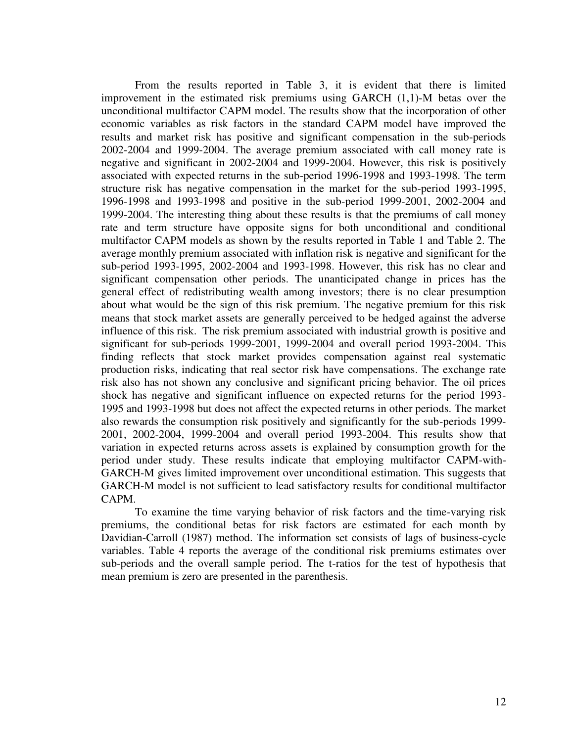From the results reported in Table 3, it is evident that there is limited improvement in the estimated risk premiums using GARCH (1,1)-M betas over the unconditional multifactor CAPM model. The results show that the incorporation of other economic variables as risk factors in the standard CAPM model have improved the results and market risk has positive and significant compensation in the sub-periods 2002-2004 and 1999-2004. The average premium associated with call money rate is negative and significant in 2002-2004 and 1999-2004. However, this risk is positively associated with expected returns in the sub-period 1996-1998 and 1993-1998. The term structure risk has negative compensation in the market for the sub-period 1993-1995, 1996-1998 and 1993-1998 and positive in the sub-period 1999-2001, 2002-2004 and 1999-2004. The interesting thing about these results is that the premiums of call money rate and term structure have opposite signs for both unconditional and conditional multifactor CAPM models as shown by the results reported in Table 1 and Table 2. The average monthly premium associated with inflation risk is negative and significant for the sub-period 1993-1995, 2002-2004 and 1993-1998. However, this risk has no clear and significant compensation other periods. The unanticipated change in prices has the general effect of redistributing wealth among investors; there is no clear presumption about what would be the sign of this risk premium. The negative premium for this risk means that stock market assets are generally perceived to be hedged against the adverse influence of this risk. The risk premium associated with industrial growth is positive and significant for sub-periods 1999-2001, 1999-2004 and overall period 1993-2004. This finding reflects that stock market provides compensation against real systematic production risks, indicating that real sector risk have compensations. The exchange rate risk also has not shown any conclusive and significant pricing behavior. The oil prices shock has negative and significant influence on expected returns for the period 1993-1995 and 1993-1998 but does not affect the expected returns in other periods. The market also rewards the consumption risk positively and significantly for the sub-periods 1999-2001, 2002-2004, 1999-2004 and overall period 1993-2004. This results show that variation in expected returns across assets is explained by consumption growth for the period under study. These results indicate that employing multifactor CAPM-with-GARCH-M gives limited improvement over unconditional estimation. This suggests that GARCH-M model is not sufficient to lead satisfactory results for conditional multifactor CAPM.

To examine the time varying behavior of risk factors and the time-varying risk premiums, the conditional betas for risk factors are estimated for each month by Davidian-Carroll (1987) method. The information set consists of lags of business-cycle variables. Table 4 reports the average of the conditional risk premiums estimates over sub-periods and the overall sample period. The t-ratios for the test of hypothesis that mean premium is zero are presented in the parenthesis.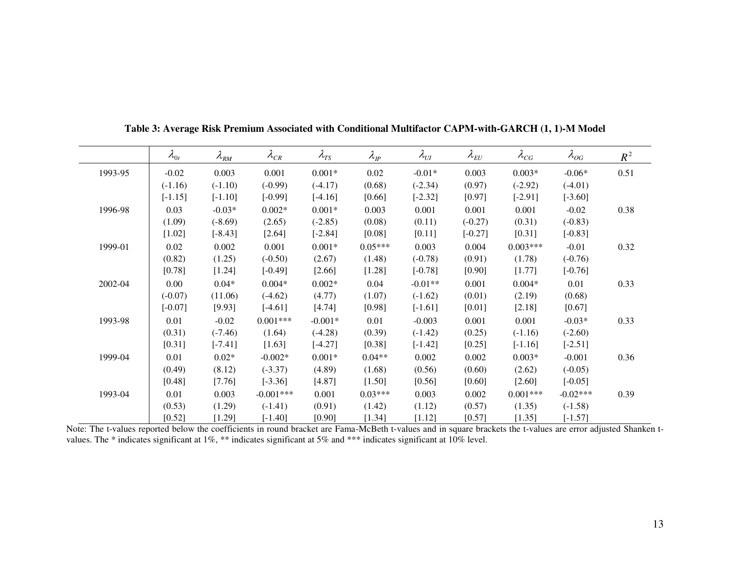**Table 3: Average Risk Premium Associated with Conditional Multifactor CAPM-with-GARCH (1, 1)-M Model**

| | $\lambda_{0t}$ | $\lambda_{RM}$ | $\lambda_{CR}$ | $\lambda_{TS}$ | $\lambda_{IP}$ | $\lambda_{UI}$ | $\lambda_{EU}$ | $\lambda_{CG}$ | $\lambda_{OG}$ | $R^2$ |
|---|---|---|---|---|---|---|---|---|---|---|
| 1993-95 | -0.02 | 0.003 | 0.001 | 0.001* | 0.02 | -0.01* | 0.003 | 0.003* | -0.06* | 0.51 |
| | (-1.16) | (-1.10) | (-0.99) | (-4.17) | (0.68) | (-2.34) | (0.97) | (-2.92) | (-4.01) | |
| | [-1.15] | [-1.10] | [-0.99] | [-4.16] | [0.66] | [-2.32] | [0.97] | [-2.91] | [-3.60] | |
| 1996-98 | 0.03 | -0.03* | 0.002* | 0.001* | 0.003 | 0.001 | 0.001 | 0.001 | -0.02 | 0.38 |
| | (1.09) | (-8.69) | (2.65) | (-2.85) | (0.08) | (0.11) | (-0.27) | (0.31) | (-0.83) | |
| | [1.02] | [-8.43] | [2.64] | [-2.84] | [0.08] | [0.11] | [-0.27] | [0.31] | [-0.83] | |
| 1999-01 | 0.02 | 0.002 | 0.001 | 0.001* | 0.05*** | 0.003 | 0.004 | 0.003*** | -0.01 | 0.32 |
| | (0.82) | (1.25) | (-0.50) | (2.67) | (1.48) | (-0.78) | (0.91) | (1.78) | (-0.76) | |
| | [0.78] | [1.24] | [-0.49] | [2.66] | [1.28] | [-0.78] | [0.90] | [1.77] | [-0.76] | |
| 2002-04 | 0.00 | 0.04* | 0.004* | 0.002* | 0.04 | -0.01** | 0.001 | 0.004* | 0.01 | 0.33 |
| | (-0.07) | (11.06) | (-4.62) | (4.77) | (1.07) | (-1.62) | (0.01) | (2.19) | (0.68) | |
| | [-0.07] | [9.93] | [-4.61] | [4.74] | [0.98] | [-1.61] | [0.01] | [2.18] | [0.67] | |
| 1993-98 | 0.01 | -0.02 | 0.001*** | -0.001* | 0.01 | -0.003 | 0.001 | 0.001 | -0.03* | 0.33 |
| | (0.31) | (-7.46) | (1.64) | (-4.28) | (0.39) | (-1.42) | (0.25) | (-1.16) | (-2.60) | |
| | [0.31] | [-7.41] | [1.63] | [-4.27] | [0.38] | [-1.42] | [0.25] | [-1.16] | [-2.51] | |
| 1999-04 | 0.01 | 0.02* | -0.002* | 0.001* | 0.04** | 0.002 | 0.002 | 0.003* | -0.001 | 0.36 |
| | (0.49) | (8.12) | (-3.37) | (4.89) | (1.68) | (0.56) | (0.60) | (2.62) | (-0.05) | |
| | [0.48] | [7.76] | [-3.36] | [4.87] | [1.50] | [0.56] | [0.60] | [2.60] | [-0.05] | |
| 1993-04 | 0.01 | 0.003 | -0.001*** | 0.001 | 0.03*** | 0.003 | 0.002 | 0.001*** | -0.02*** | 0.39 |
| | (0.53) | (1.29) | (-1.41) | (0.91) | (1.42) | (1.12) | (0.57) | (1.35) | (-1.58) | |
| | [0.52] | [1.29] | [-1.40] | [0.90] | [1.34] | [1.12] | [0.57] | [1.35] | [-1.57] | |

Note: The t-values reported below the coefficients in round bracket are Fama-McBeth t-values and in square brackets the t-values are error adjusted Shanken t-values. The * indicates significant at 1%, ** indicates significant at 5% and *** indicates significant at 10% level.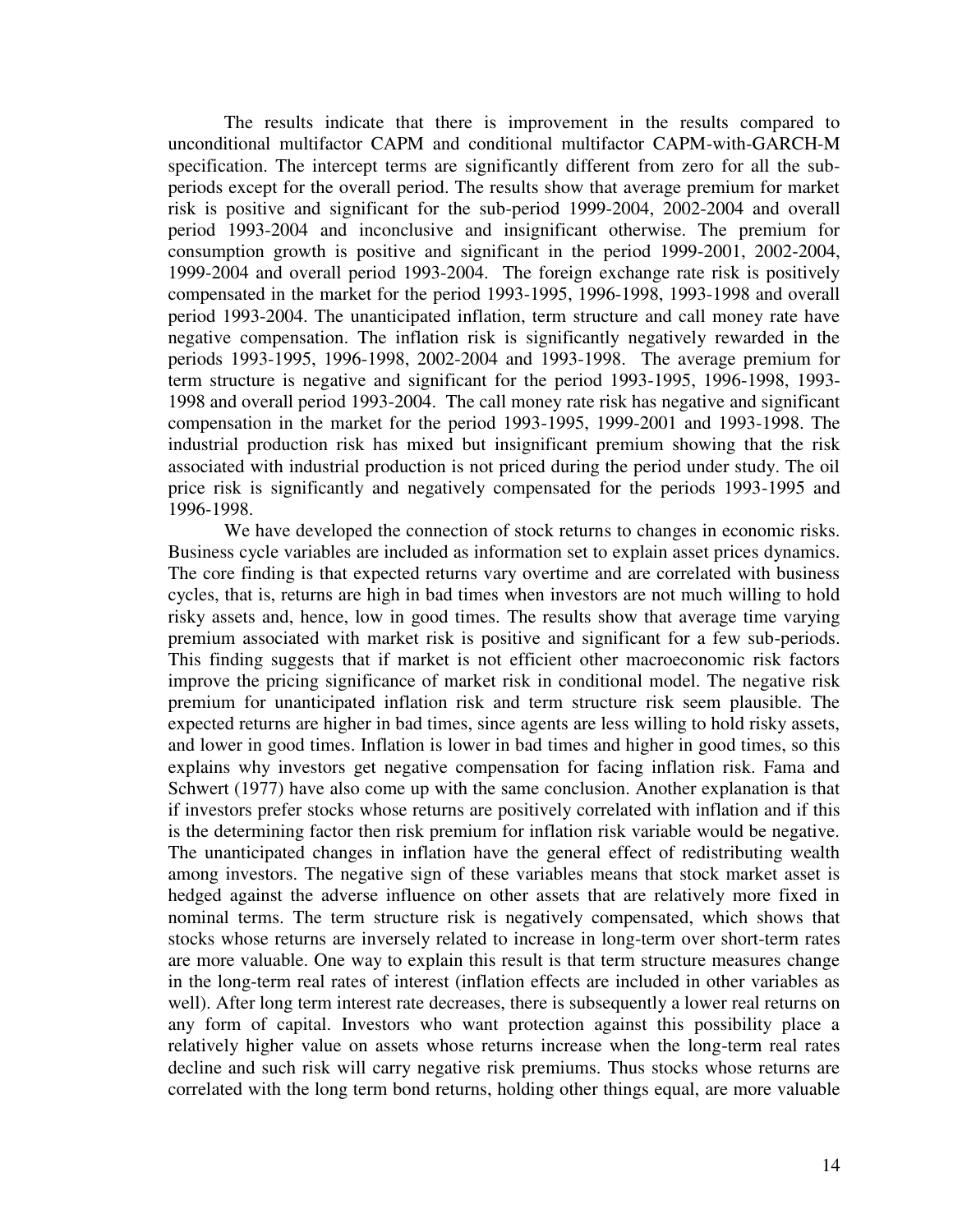The results indicate that there is improvement in the results compared to unconditional multifactor CAPM and conditional multifactor CAPM-with-GARCH-M specification. The intercept terms are significantly different from zero for all the sub-periods except for the overall period. The results show that average premium for market risk is positive and significant for the sub-period 1999-2004, 2002-2004 and overall period 1993-2004 and inconclusive and insignificant otherwise. The premium for consumption growth is positive and significant in the period 1999-2001, 2002-2004, 1999-2004 and overall period 1993-2004. The foreign exchange rate risk is positively compensated in the market for the period 1993-1995, 1996-1998, 1993-1998 and overall period 1993-2004. The unanticipated inflation, term structure and call money rate have negative compensation. The inflation risk is significantly negatively rewarded in the periods 1993-1995, 1996-1998, 2002-2004 and 1993-1998. The average premium for term structure is negative and significant for the period 1993-1995, 1996-1998, 1993-1998 and overall period 1993-2004. The call money rate risk has negative and significant compensation in the market for the period 1993-1995, 1999-2001 and 1993-1998. The industrial production risk has mixed but insignificant premium showing that the risk associated with industrial production is not priced during the period under study. The oil price risk is significantly and negatively compensated for the periods 1993-1995 and 1996-1998.

We have developed the connection of stock returns to changes in economic risks. Business cycle variables are included as information set to explain asset prices dynamics. The core finding is that expected returns vary overtime and are correlated with business cycles, that is, returns are high in bad times when investors are not much willing to hold risky assets and, hence, low in good times. The results show that average time varying premium associated with market risk is positive and significant for a few sub-periods. This finding suggests that if market is not efficient other macroeconomic risk factors improve the pricing significance of market risk in conditional model. The negative risk premium for unanticipated inflation risk and term structure risk seem plausible. The expected returns are higher in bad times, since agents are less willing to hold risky assets, and lower in good times. Inflation is lower in bad times and higher in good times, so this explains why investors get negative compensation for facing inflation risk. Fama and Schwert (1977) have also come up with the same conclusion. Another explanation is that if investors prefer stocks whose returns are positively correlated with inflation and if this is the determining factor then risk premium for inflation risk variable would be negative. The unanticipated changes in inflation have the general effect of redistributing wealth among investors. The negative sign of these variables means that stock market asset is hedged against the adverse influence on other assets that are relatively more fixed in nominal terms. The term structure risk is negatively compensated, which shows that stocks whose returns are inversely related to increase in long-term over short-term rates are more valuable. One way to explain this result is that term structure measures change in the long-term real rates of interest (inflation effects are included in other variables as well). After long term interest rate decreases, there is subsequently a lower real returns on any form of capital. Investors who want protection against this possibility place a relatively higher value on assets whose returns increase when the long-term real rates decline and such risk will carry negative risk premiums. Thus stocks whose returns are correlated with the long term bond returns, holding other things equal, are more valuable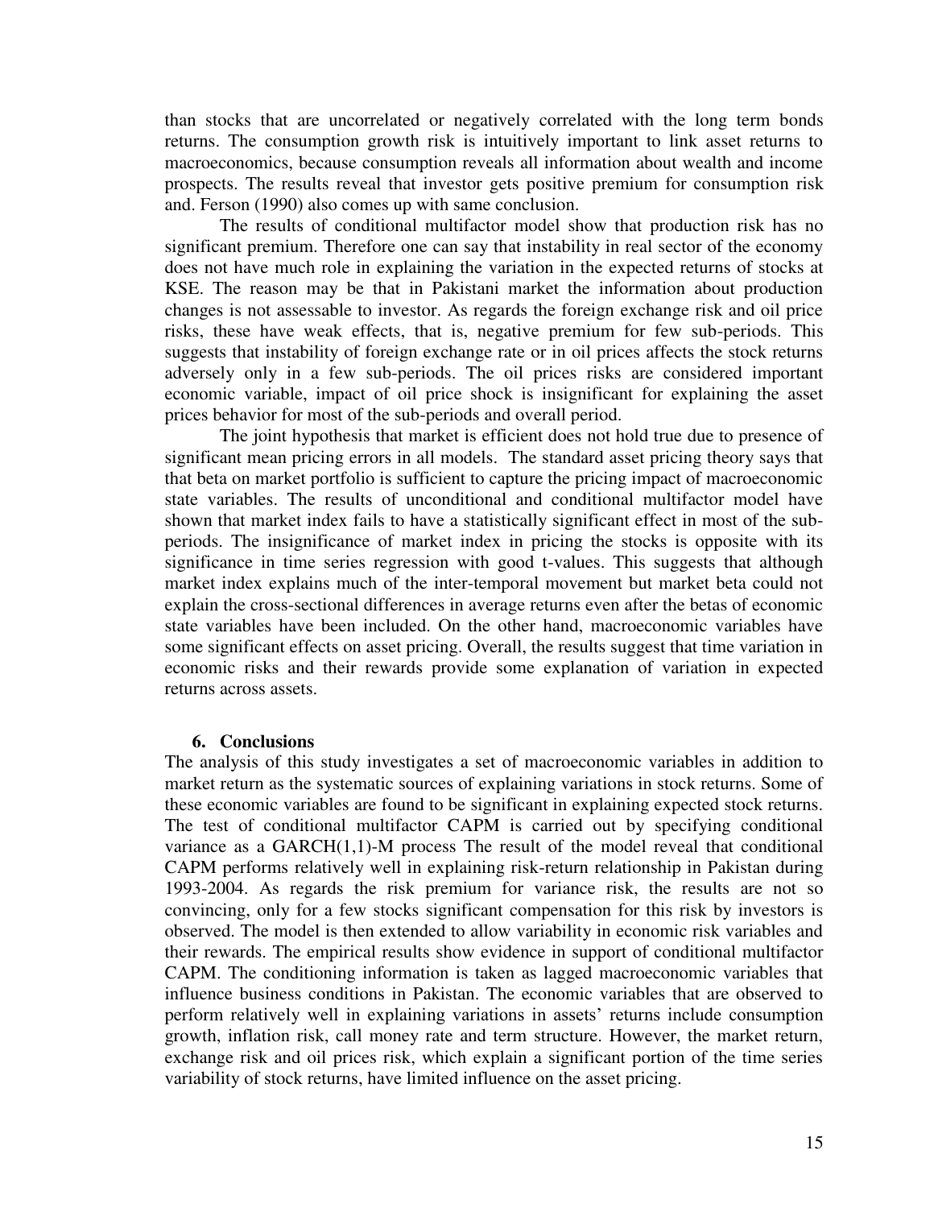than stocks that are uncorrelated or negatively correlated with the long term bonds returns. The consumption growth risk is intuitively important to link asset returns to macroeconomics, because consumption reveals all information about wealth and income prospects. The results reveal that investor gets positive premium for consumption risk and. Ferson (1990) also comes up with same conclusion.

The results of conditional multifactor model show that production risk has no significant premium. Therefore one can say that instability in real sector of the economy does not have much role in explaining the variation in the expected returns of stocks at KSE. The reason may be that in Pakistani market the information about production changes is not assessable to investor. As regards the foreign exchange risk and oil price risks, these have weak effects, that is, negative premium for few sub-periods. This suggests that instability of foreign exchange rate or in oil prices affects the stock returns adversely only in a few sub-periods. The oil prices risks are considered important economic variable, impact of oil price shock is insignificant for explaining the asset prices behavior for most of the sub-periods and overall period.

The joint hypothesis that market is efficient does not hold true due to presence of significant mean pricing errors in all models. The standard asset pricing theory says that that beta on market portfolio is sufficient to capture the pricing impact of macroeconomic state variables. The results of unconditional and conditional multifactor model have shown that market index fails to have a statistically significant effect in most of the sub-periods. The insignificance of market index in pricing the stocks is opposite with its significance in time series regression with good t-values. This suggests that although market index explains much of the inter-temporal movement but market beta could not explain the cross-sectional differences in average returns even after the betas of economic state variables have been included. On the other hand, macroeconomic variables have some significant effects on asset pricing. Overall, the results suggest that time variation in economic risks and their rewards provide some explanation of variation in expected returns across assets.

## 6. Conclusions

The analysis of this study investigates a set of macroeconomic variables in addition to market return as the systematic sources of explaining variations in stock returns. Some of these economic variables are found to be significant in explaining expected stock returns. The test of conditional multifactor CAPM is carried out by specifying conditional variance as a GARCH(1,1)-M process The result of the model reveal that conditional CAPM performs relatively well in explaining risk-return relationship in Pakistan during 1993-2004. As regards the risk premium for variance risk, the results are not so convincing, only for a few stocks significant compensation for this risk by investors is observed. The model is then extended to allow variability in economic risk variables and their rewards. The empirical results show evidence in support of conditional multifactor CAPM. The conditioning information is taken as lagged macroeconomic variables that influence business conditions in Pakistan. The economic variables that are observed to perform relatively well in explaining variations in assets' returns include consumption growth, inflation risk, call money rate and term structure. However, the market return, exchange risk and oil prices risk, which explain a significant portion of the time series variability of stock returns, have limited influence on the asset pricing.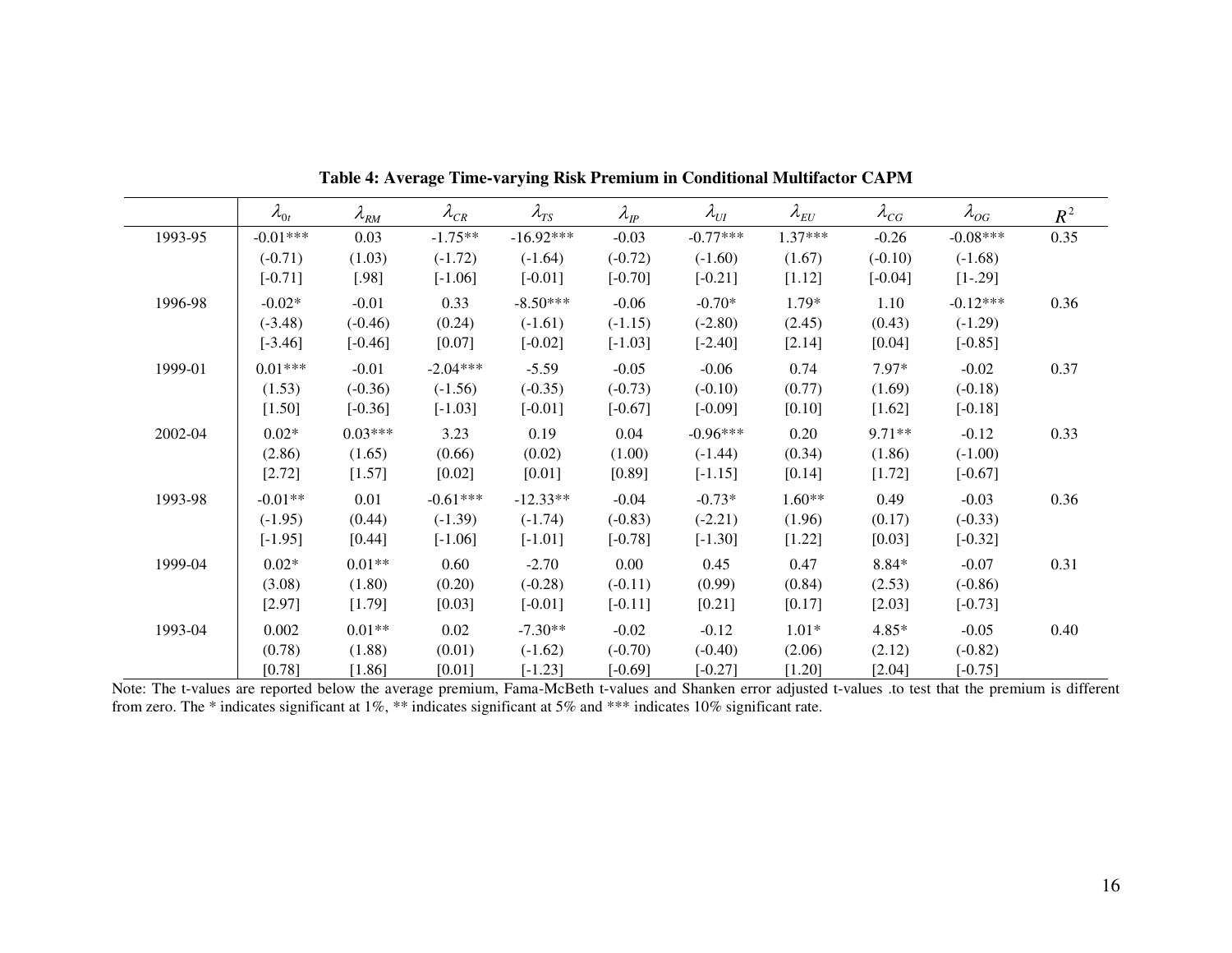**Table 4: Average Time-varying Risk Premium in Conditional Multifactor CAPM**

| | $\lambda_{0t}$ | $\lambda_{RM}$ | $\lambda_{CR}$ | $\lambda_{TS}$ | $\lambda_{IP}$ | $\lambda_{UI}$ | $\lambda_{EU}$ | $\lambda_{CG}$ | $\lambda_{OG}$ | $R^2$ |
|---|---|---|---|---|---|---|---|---|---|---|
| 1993-95 | -0.01*** | 0.03 | -1.75** | -16.92*** | -0.03 | -0.77*** | 1.37*** | -0.26 | -0.08*** | 0.35 |
| | (-0.71) | (1.03) | (-1.72) | (-1.64) | (-0.72) | (-1.60) | (1.67) | (-0.10) | (-1.68) | |
| | [-0.71] | [.98] | [-1.06] | [-0.01] | [-0.70] | [-0.21] | [1.12] | [-0.04] | [1-.29] | |
| 1996-98 | -0.02* | -0.01 | 0.33 | -8.50*** | -0.06 | -0.70* | 1.79* | 1.10 | -0.12*** | 0.36 |
| | (-3.48) | (-0.46) | (0.24) | (-1.61) | (-1.15) | (-2.80) | (2.45) | (0.43) | (-1.29) | |
| | [-3.46] | [-0.46] | [0.07] | [-0.02] | [-1.03] | [-2.40] | [2.14] | [0.04] | [-0.85] | |
| 1999-01 | 0.01*** | -0.01 | -2.04*** | -5.59 | -0.05 | -0.06 | 0.74 | 7.97* | -0.02 | 0.37 |
| | (1.53) | (-0.36) | (-1.56) | (-0.35) | (-0.73) | (-0.10) | (0.77) | (1.69) | (-0.18) | |
| | [1.50] | [-0.36] | [-1.03] | [-0.01] | [-0.67] | [-0.09] | [0.10] | [1.62] | [-0.18] | |
| 2002-04 | 0.02* | 0.03*** | 3.23 | 0.19 | 0.04 | -0.96*** | 0.20 | 9.71** | -0.12 | 0.33 |
| | (2.86) | (1.65) | (0.66) | (0.02) | (1.00) | (-1.44) | (0.34) | (1.86) | (-1.00) | |
| | [2.72] | [1.57] | [0.02] | [0.01] | [0.89] | [-1.15] | [0.14] | [1.72] | [-0.67] | |
| 1993-98 | -0.01** | 0.01 | -0.61*** | -12.33** | -0.04 | -0.73* | 1.60** | 0.49 | -0.03 | 0.36 |
| | (-1.95) | (0.44) | (-1.39) | (-1.74) | (-0.83) | (-2.21) | (1.96) | (0.17) | (-0.33) | |
| | [-1.95] | [0.44] | [-1.06] | [-1.01] | [-0.78] | [-1.30] | [1.22] | [0.03] | [-0.32] | |
| 1999-04 | 0.02* | 0.01** | 0.60 | -2.70 | 0.00 | 0.45 | 0.47 | 8.84* | -0.07 | 0.31 |
| | (3.08) | (1.80) | (0.20) | (-0.28) | (-0.11) | (0.99) | (0.84) | (2.53) | (-0.86) | |
| | [2.97] | [1.79] | [0.03] | [-0.01] | [-0.11] | [0.21] | [0.17] | [2.03] | [-0.73] | |
| 1993-04 | 0.002 | 0.01** | 0.02 | -7.30** | -0.02 | -0.12 | 1.01* | 4.85* | -0.05 | 0.40 |
| | (0.78) | (1.88) | (0.01) | (-1.62) | (-0.70) | (-0.40) | (2.06) | (2.12) | (-0.82) | |
| | [0.78] | [1.86] | [0.01] | [-1.23] | [-0.69] | [-0.27] | [1.20] | [2.04] | [-0.75] | |

Note: The t-values are reported below the average premium, Fama-McBeth t-values and Shanken error adjusted t-values .to test that the premium is different from zero. The * indicates significant at 1%, ** indicates significant at 5% and *** indicates 10% significant rate.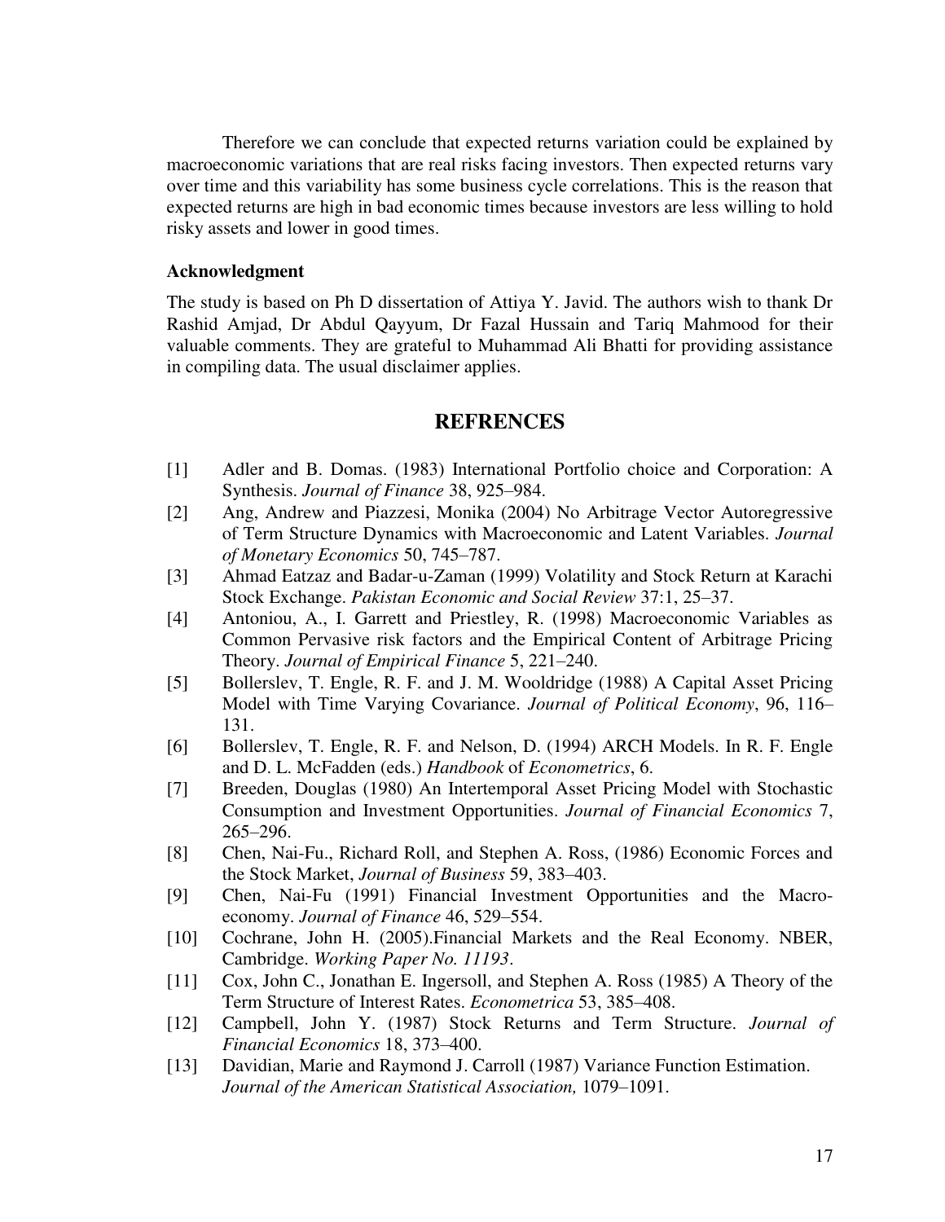Therefore we can conclude that expected returns variation could be explained by macroeconomic variations that are real risks facing investors. Then expected returns vary over time and this variability has some business cycle correlations. This is the reason that expected returns are high in bad economic times because investors are less willing to hold risky assets and lower in good times.

**Acknowledgment**

The study is based on Ph D dissertation of Attiya Y. Javid. The authors wish to thank Dr Rashid Amjad, Dr Abdul Qayyum, Dr Fazal Hussain and Tariq Mahmood for their valuable comments. They are grateful to Muhammad Ali Bhatti for providing assistance in compiling data. The usual disclaimer applies.

## REFRENCES

[1] Adler and B. Domas. (1983) International Portfolio choice and Corporation: A Synthesis. *Journal of Finance* 38, 925–984.

[2] Ang, Andrew and Piazzesi, Monika (2004) No Arbitrage Vector Autoregressive of Term Structure Dynamics with Macroeconomic and Latent Variables. *Journal of Monetary Economics* 50, 745–787.

[3] Ahmad Eatzaz and Badar-u-Zaman (1999) Volatility and Stock Return at Karachi Stock Exchange. *Pakistan Economic and Social Review* 37:1, 25–37.

[4] Antoniou, A., I. Garrett and Priestley, R. (1998) Macroeconomic Variables as Common Pervasive risk factors and the Empirical Content of Arbitrage Pricing Theory. *Journal of Empirical Finance* 5, 221–240.

[5] Bollerslev, T. Engle, R. F. and J. M. Wooldridge (1988) A Capital Asset Pricing Model with Time Varying Covariance. *Journal of Political Economy*, 96, 116–131.

[6] Bollerslev, T. Engle, R. F. and Nelson, D. (1994) ARCH Models. In R. F. Engle and D. L. McFadden (eds.) *Handbook* of *Econometrics*, 6.

[7] Breeden, Douglas (1980) An Intertemporal Asset Pricing Model with Stochastic Consumption and Investment Opportunities. *Journal of Financial Economics* 7, 265–296.

[8] Chen, Nai-Fu., Richard Roll, and Stephen A. Ross, (1986) Economic Forces and the Stock Market, *Journal of Business* 59, 383–403.

[9] Chen, Nai-Fu (1991) Financial Investment Opportunities and the Macro-economy. *Journal of Finance* 46, 529–554.

[10] Cochrane, John H. (2005).Financial Markets and the Real Economy. NBER, Cambridge. *Working Paper No. 11193*.

[11] Cox, John C., Jonathan E. Ingersoll, and Stephen A. Ross (1985) A Theory of the Term Structure of Interest Rates. *Econometrica* 53, 385–408.

[12] Campbell, John Y. (1987) Stock Returns and Term Structure. *Journal of Financial Economics* 18, 373–400.

[13] Davidian, Marie and Raymond J. Carroll (1987) Variance Function Estimation. *Journal of the American Statistical Association,* 1079–1091.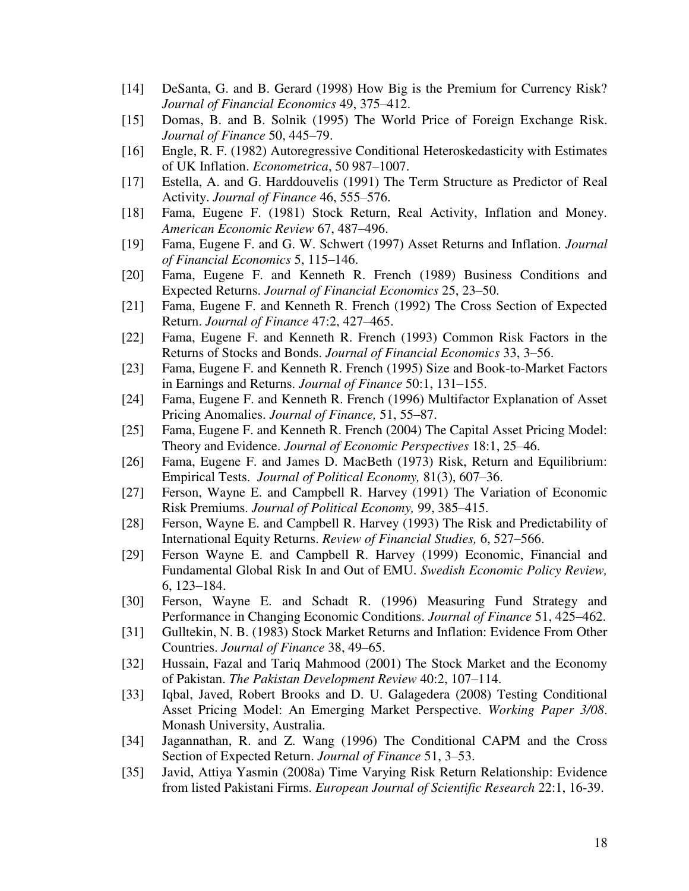[14] DeSanta, G. and B. Gerard (1998) How Big is the Premium for Currency Risk? *Journal of Financial Economics* 49, 375–412.

[15] Domas, B. and B. Solnik (1995) The World Price of Foreign Exchange Risk. *Journal of Finance* 50, 445–79.

[16] Engle, R. F. (1982) Autoregressive Conditional Heteroskedasticity with Estimates of UK Inflation. *Econometrica*, 50 987–1007.

[17] Estella, A. and G. Harddouvelis (1991) The Term Structure as Predictor of Real Activity. *Journal of Finance* 46, 555–576.

[18] Fama, Eugene F. (1981) Stock Return, Real Activity, Inflation and Money. *American Economic Review* 67, 487–496.

[19] Fama, Eugene F. and G. W. Schwert (1997) Asset Returns and Inflation. *Journal of Financial Economics* 5, 115–146.

[20] Fama, Eugene F. and Kenneth R. French (1989) Business Conditions and Expected Returns. *Journal of Financial Economics* 25, 23–50.

[21] Fama, Eugene F. and Kenneth R. French (1992) The Cross Section of Expected Return. *Journal of Finance* 47:2, 427–465.

[22] Fama, Eugene F. and Kenneth R. French (1993) Common Risk Factors in the Returns of Stocks and Bonds. *Journal of Financial Economics* 33, 3–56.

[23] Fama, Eugene F. and Kenneth R. French (1995) Size and Book-to-Market Factors in Earnings and Returns. *Journal of Finance* 50:1, 131–155.

[24] Fama, Eugene F. and Kenneth R. French (1996) Multifactor Explanation of Asset Pricing Anomalies. *Journal of Finance,* 51, 55–87.

[25] Fama, Eugene F. and Kenneth R. French (2004) The Capital Asset Pricing Model: Theory and Evidence. *Journal of Economic Perspectives* 18:1, 25–46.

[26] Fama, Eugene F. and James D. MacBeth (1973) Risk, Return and Equilibrium: Empirical Tests. *Journal of Political Economy,* 81(3), 607–36.

[27] Ferson, Wayne E. and Campbell R. Harvey (1991) The Variation of Economic Risk Premiums. *Journal of Political Economy,* 99, 385–415.

[28] Ferson, Wayne E. and Campbell R. Harvey (1993) The Risk and Predictability of International Equity Returns. *Review of Financial Studies,* 6, 527–566.

[29] Ferson Wayne E. and Campbell R. Harvey (1999) Economic, Financial and Fundamental Global Risk In and Out of EMU. *Swedish Economic Policy Review,* 6, 123–184.

[30] Ferson, Wayne E. and Schadt R. (1996) Measuring Fund Strategy and Performance in Changing Economic Conditions. *Journal of Finance* 51, 425–462.

[31] Gulltekin, N. B. (1983) Stock Market Returns and Inflation: Evidence From Other Countries. *Journal of Finance* 38, 49–65.

[32] Hussain, Fazal and Tariq Mahmood (2001) The Stock Market and the Economy of Pakistan. *The Pakistan Development Review* 40:2, 107–114.

[33] Iqbal, Javed, Robert Brooks and D. U. Galagedera (2008) Testing Conditional Asset Pricing Model: An Emerging Market Perspective. *Working Paper 3/08*. Monash University, Australia.

[34] Jagannathan, R. and Z. Wang (1996) The Conditional CAPM and the Cross Section of Expected Return. *Journal of Finance* 51, 3–53.

[35] Javid, Attiya Yasmin (2008a) Time Varying Risk Return Relationship: Evidence from listed Pakistani Firms. *European Journal of Scientific Research* 22:1, 16-39.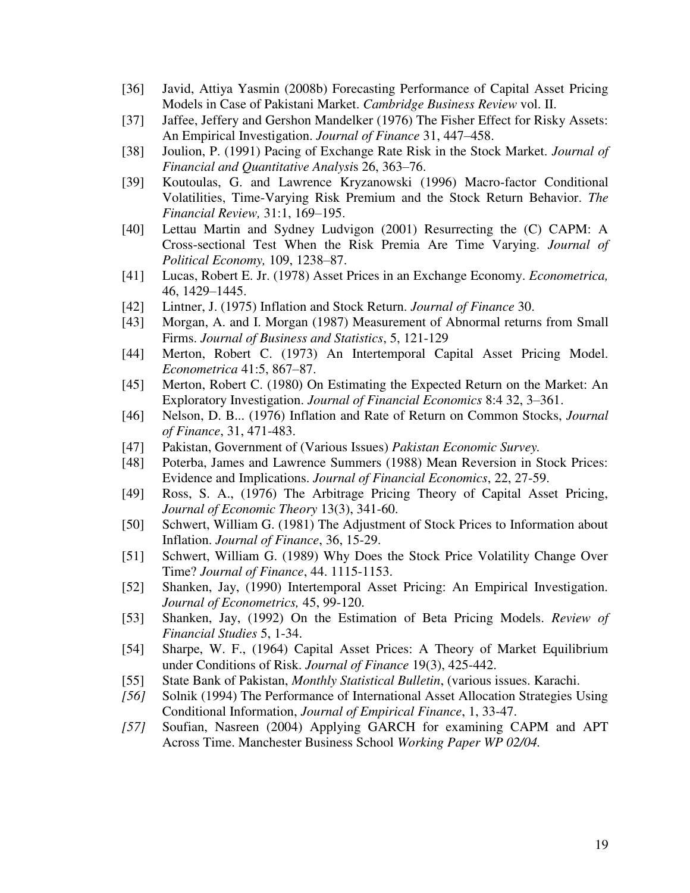[36] Javid, Attiya Yasmin (2008b) Forecasting Performance of Capital Asset Pricing Models in Case of Pakistani Market. *Cambridge Business Review* vol. II.

[37] Jaffee, Jeffery and Gershon Mandelker (1976) The Fisher Effect for Risky Assets: An Empirical Investigation. *Journal of Finance* 31, 447–458.

[38] Joulion, P. (1991) Pacing of Exchange Rate Risk in the Stock Market. *Journal of Financial and Quantitative Analysis* 26, 363–76.

[39] Koutoulas, G. and Lawrence Kryzanowski (1996) Macro-factor Conditional Volatilities, Time-Varying Risk Premium and the Stock Return Behavior. *The Financial Review,* 31:1, 169–195.

[40] Lettau Martin and Sydney Ludvigon (2001) Resurrecting the (C) CAPM: A Cross-sectional Test When the Risk Premia Are Time Varying. *Journal of Political Economy,* 109, 1238–87.

[41] Lucas, Robert E. Jr. (1978) Asset Prices in an Exchange Economy. *Econometrica,* 46, 1429–1445.

[42] Lintner, J. (1975) Inflation and Stock Return. *Journal of Finance* 30.

[43] Morgan, A. and I. Morgan (1987) Measurement of Abnormal returns from Small Firms. *Journal of Business and Statistics*, 5, 121-129

[44] Merton, Robert C. (1973) An Intertemporal Capital Asset Pricing Model. *Econometrica* 41:5, 867–87.

[45] Merton, Robert C. (1980) On Estimating the Expected Return on the Market: An Exploratory Investigation. *Journal of Financial Economics* 8:4 32, 3–361.

[46] Nelson, D. B... (1976) Inflation and Rate of Return on Common Stocks, *Journal of Finance*, 31, 471-483.

[47] Pakistan, Government of (Various Issues) *Pakistan Economic Survey.*

[48] Poterba, James and Lawrence Summers (1988) Mean Reversion in Stock Prices: Evidence and Implications. *Journal of Financial Economics*, 22, 27-59.

[49] Ross, S. A., (1976) The Arbitrage Pricing Theory of Capital Asset Pricing, *Journal of Economic Theory* 13(3), 341-60.

[50] Schwert, William G. (1981) The Adjustment of Stock Prices to Information about Inflation. *Journal of Finance*, 36, 15-29.

[51] Schwert, William G. (1989) Why Does the Stock Price Volatility Change Over Time? *Journal of Finance*, 44. 1115-1153.

[52] Shanken, Jay, (1990) Intertemporal Asset Pricing: An Empirical Investigation. *Journal of Econometrics,* 45, 99-120.

[53] Shanken, Jay, (1992) On the Estimation of Beta Pricing Models. *Review of Financial Studies* 5, 1-34.

[54] Sharpe, W. F., (1964) Capital Asset Prices: A Theory of Market Equilibrium under Conditions of Risk. *Journal of Finance* 19(3), 425-442.

[55] State Bank of Pakistan, *Monthly Statistical Bulletin*, (various issues. Karachi.

*[56]* Solnik (1994) The Performance of International Asset Allocation Strategies Using Conditional Information, *Journal of Empirical Finance*, 1, 33-47.

*[57]* Soufian, Nasreen (2004) Applying GARCH for examining CAPM and APT Across Time. Manchester Business School *Working Paper WP 02/04.*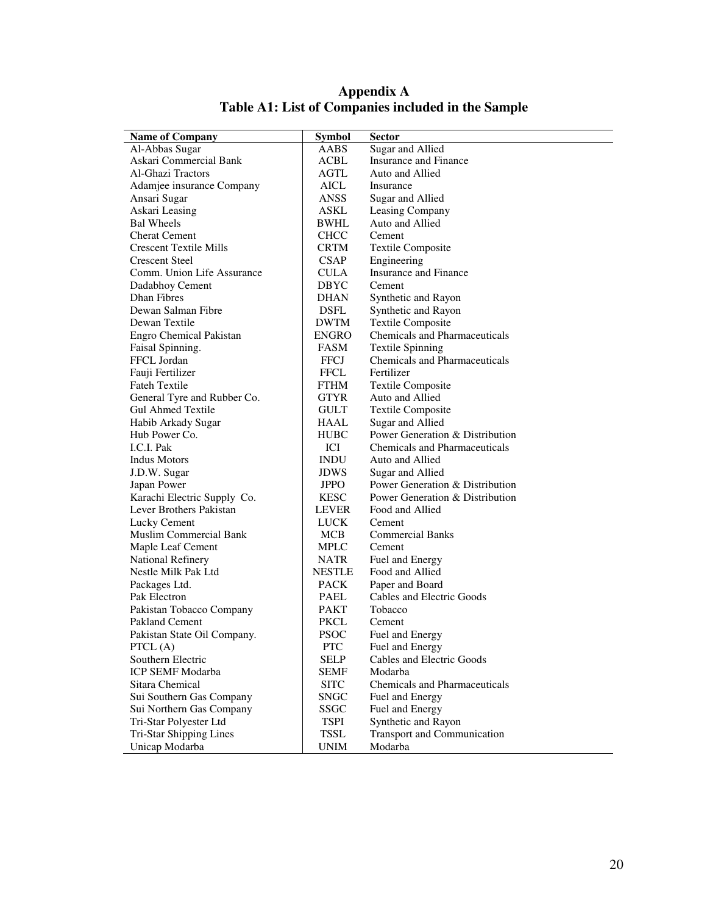# Appendix A

## Table A1: List of Companies included in the Sample

| Name of Company | Symbol | Sector |
|---|---|---|
| Al-Abbas Sugar | AABS | Sugar and Allied |
| Askari Commercial Bank | ACBL | Insurance and Finance |
| Al-Ghazi Tractors | AGTL | Auto and Allied |
| Adamjee insurance Company | AICL | Insurance |
| Ansari Sugar | ANSS | Sugar and Allied |
| Askari Leasing | ASKL | Leasing Company |
| Bal Wheels | BWHL | Auto and Allied |
| Cherat Cement | CHCC | Cement |
| Crescent Textile Mills | CRTM | Textile Composite |
| Crescent Steel | CSAP | Engineering |
| Comm. Union Life Assurance | CULA | Insurance and Finance |
| Dadabhoy Cement | DBYC | Cement |
| Dhan Fibres | DHAN | Synthetic and Rayon |
| Dewan Salman Fibre | DSFL | Synthetic and Rayon |
| Dewan Textile | DWTM | Textile Composite |
| Engro Chemical Pakistan | ENGRO | Chemicals and Pharmaceuticals |
| Faisal Spinning. | FASM | Textile Spinning |
| FFCL Jordan | FFCJ | Chemicals and Pharmaceuticals |
| Fauji Fertilizer | FFCL | Fertilizer |
| Fateh Textile | FTHM | Textile Composite |
| General Tyre and Rubber Co. | GTYR | Auto and Allied |
| Gul Ahmed Textile | GULT | Textile Composite |
| Habib Arkady Sugar | HAAL | Sugar and Allied |
| Hub Power Co. | HUBC | Power Generation & Distribution |
| I.C.I. Pak | ICI | Chemicals and Pharmaceuticals |
| Indus Motors | INDU | Auto and Allied |
| J.D.W. Sugar | JDWS | Sugar and Allied |
| Japan Power | JPPO | Power Generation & Distribution |
| Karachi Electric Supply Co. | KESC | Power Generation & Distribution |
| Lever Brothers Pakistan | LEVER | Food and Allied |
| Lucky Cement | LUCK | Cement |
| Muslim Commercial Bank | MCB | Commercial Banks |
| Maple Leaf Cement | MPLC | Cement |
| National Refinery | NATR | Fuel and Energy |
| Nestle Milk Pak Ltd | NESTLE | Food and Allied |
| Packages Ltd. | PACK | Paper and Board |
| Pak Electron | PAEL | Cables and Electric Goods |
| Pakistan Tobacco Company | PAKT | Tobacco |
| Pakland Cement | PKCL | Cement |
| Pakistan State Oil Company. | PSOC | Fuel and Energy |
| PTCL (A) | PTC | Fuel and Energy |
| Southern Electric | SELP | Cables and Electric Goods |
| ICP SEMF Modarba | SEMF | Modarba |
| Sitara Chemical | SITC | Chemicals and Pharmaceuticals |
| Sui Southern Gas Company | SNGC | Fuel and Energy |
| Sui Northern Gas Company | SSGC | Fuel and Energy |
| Tri-Star Polyester Ltd | TSPI | Synthetic and Rayon |
| Tri-Star Shipping Lines | TSSL | Transport and Communication |
| Unicap Modarba | UNIM | Modarba |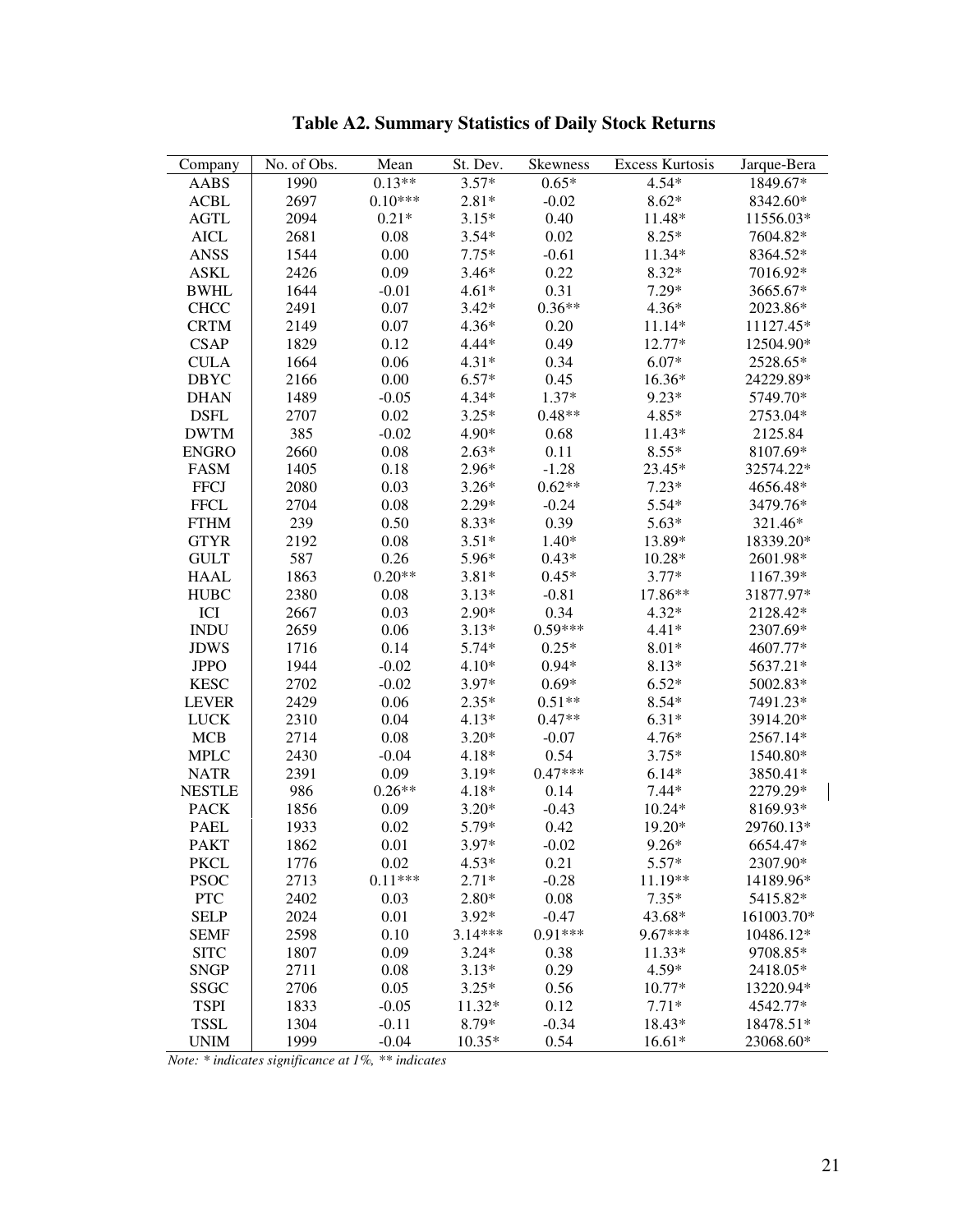**Table A2. Summary Statistics of Daily Stock Returns**

| Company | No. of Obs. | Mean | St. Dev. | Skewness | Excess Kurtosis | Jarque-Bera |
|---|---|---|---|---|---|---|
| AABS | 1990 | 0.13** | 3.57* | 0.65* | 4.54* | 1849.67* |
| ACBL | 2697 | 0.10*** | 2.81* | -0.02 | 8.62* | 8342.60* |
| AGTL | 2094 | 0.21* | 3.15* | 0.40 | 11.48* | 11556.03* |
| AICL | 2681 | 0.08 | 3.54* | 0.02 | 8.25* | 7604.82* |
| ANSS | 1544 | 0.00 | 7.75* | -0.61 | 11.34* | 8364.52* |
| ASKL | 2426 | 0.09 | 3.46* | 0.22 | 8.32* | 7016.92* |
| BWHL | 1644 | -0.01 | 4.61* | 0.31 | 7.29* | 3665.67* |
| CHCC | 2491 | 0.07 | 3.42* | 0.36** | 4.36* | 2023.86* |
| CRTM | 2149 | 0.07 | 4.36* | 0.20 | 11.14* | 11127.45* |
| CSAP | 1829 | 0.12 | 4.44* | 0.49 | 12.77* | 12504.90* |
| CULA | 1664 | 0.06 | 4.31* | 0.34 | 6.07* | 2528.65* |
| DBYC | 2166 | 0.00 | 6.57* | 0.45 | 16.36* | 24229.89* |
| DHAN | 1489 | -0.05 | 4.34* | 1.37* | 9.23* | 5749.70* |
| DSFL | 2707 | 0.02 | 3.25* | 0.48** | 4.85* | 2753.04* |
| DWTM | 385 | -0.02 | 4.90* | 0.68 | 11.43* | 2125.84 |
| ENGRO | 2660 | 0.08 | 2.63* | 0.11 | 8.55* | 8107.69* |
| FASM | 1405 | 0.18 | 2.96* | -1.28 | 23.45* | 32574.22* |
| FFCJ | 2080 | 0.03 | 3.26* | 0.62** | 7.23* | 4656.48* |
| FFCL | 2704 | 0.08 | 2.29* | -0.24 | 5.54* | 3479.76* |
| FTHM | 239 | 0.50 | 8.33* | 0.39 | 5.63* | 321.46* |
| GTYR | 2192 | 0.08 | 3.51* | 1.40* | 13.89* | 18339.20* |
| GULT | 587 | 0.26 | 5.96* | 0.43* | 10.28* | 2601.98* |
| HAAL | 1863 | 0.20** | 3.81* | 0.45* | 3.77* | 1167.39* |
| HUBC | 2380 | 0.08 | 3.13* | -0.81 | 17.86** | 31877.97* |
| ICI | 2667 | 0.03 | 2.90* | 0.34 | 4.32* | 2128.42* |
| INDU | 2659 | 0.06 | 3.13* | 0.59*** | 4.41* | 2307.69* |
| JDWS | 1716 | 0.14 | 5.74* | 0.25* | 8.01* | 4607.77* |
| JPPO | 1944 | -0.02 | 4.10* | 0.94* | 8.13* | 5637.21* |
| KESC | 2702 | -0.02 | 3.97* | 0.69* | 6.52* | 5002.83* |
| LEVER | 2429 | 0.06 | 2.35* | 0.51** | 8.54* | 7491.23* |
| LUCK | 2310 | 0.04 | 4.13* | 0.47** | 6.31* | 3914.20* |
| MCB | 2714 | 0.08 | 3.20* | -0.07 | 4.76* | 2567.14* |
| MPLC | 2430 | -0.04 | 4.18* | 0.54 | 3.75* | 1540.80* |
| NATR | 2391 | 0.09 | 3.19* | 0.47*** | 6.14* | 3850.41* |
| NESTLE | 986 | 0.26** | 4.18* | 0.14 | 7.44* | 2279.29* |
| PACK | 1856 | 0.09 | 3.20* | -0.43 | 10.24* | 8169.93* |
| PAEL | 1933 | 0.02 | 5.79* | 0.42 | 19.20* | 29760.13* |
| PAKT | 1862 | 0.01 | 3.97* | -0.02 | 9.26* | 6654.47* |
| PKCL | 1776 | 0.02 | 4.53* | 0.21 | 5.57* | 2307.90* |
| PSOC | 2713 | 0.11*** | 2.71* | -0.28 | 11.19** | 14189.96* |
| PTC | 2402 | 0.03 | 2.80* | 0.08 | 7.35* | 5415.82* |
| SELP | 2024 | 0.01 | 3.92* | -0.47 | 43.68* | 161003.70* |
| SEMF | 2598 | 0.10 | 3.14*** | 0.91*** | 9.67*** | 10486.12* |
| SITC | 1807 | 0.09 | 3.24* | 0.38 | 11.33* | 9708.85* |
| SNGP | 2711 | 0.08 | 3.13* | 0.29 | 4.59* | 2418.05* |
| SSGC | 2706 | 0.05 | 3.25* | 0.56 | 10.77* | 13220.94* |
| TSPI | 1833 | -0.05 | 11.32* | 0.12 | 7.71* | 4542.77* |
| TSSL | 1304 | -0.11 | 8.79* | -0.34 | 18.43* | 18478.51* |
| UNIM | 1999 | -0.04 | 10.35* | 0.54 | 16.61* | 23068.60* |

*Note: * indicates significance at 1%, ** indicates*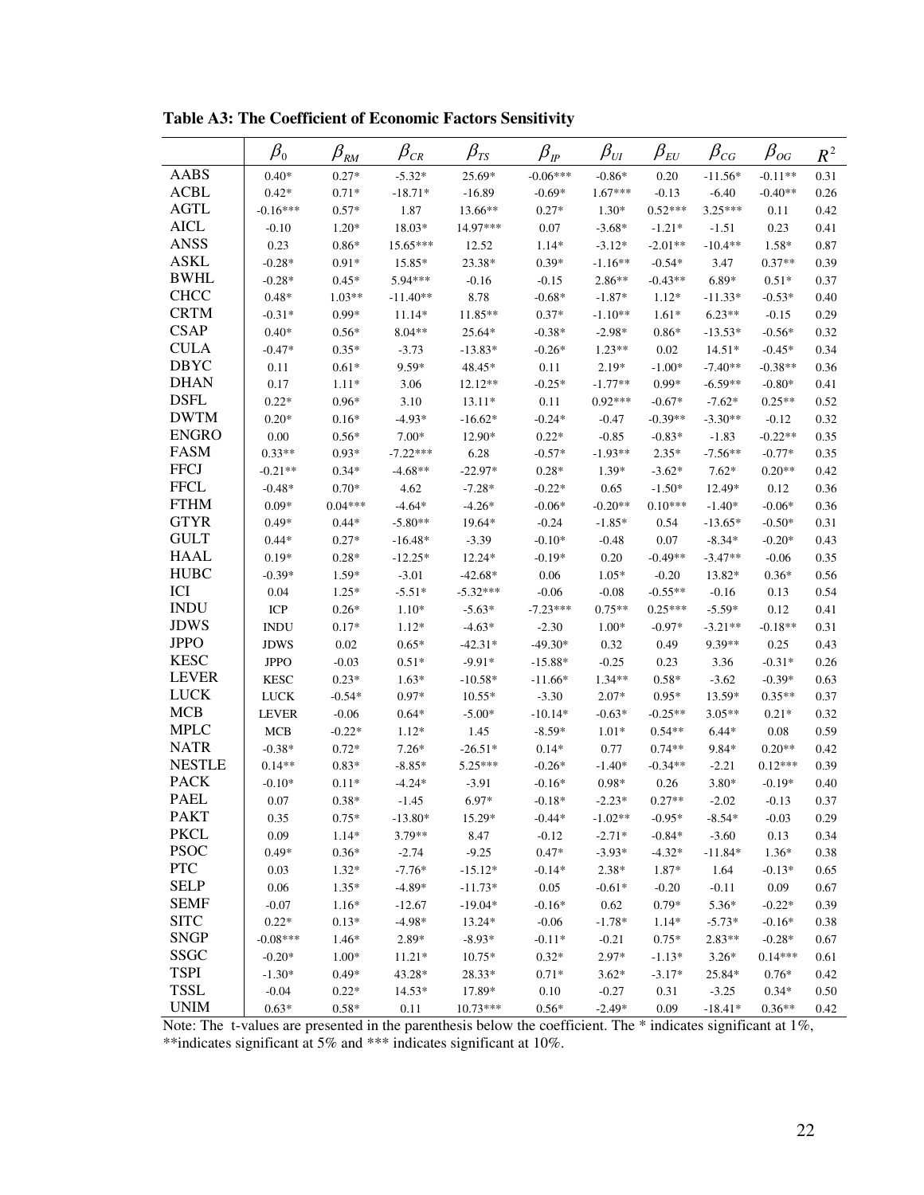**Table A3: The Coefficient of Economic Factors Sensitivity**

| | $\beta_0$ | $\beta_{RM}$ | $\beta_{CR}$ | $\beta_{TS}$ | $\beta_{IP}$ | $\beta_{UI}$ | $\beta_{EU}$ | $\beta_{CG}$ | $\beta_{OG}$ | $R^2$ |
|---|---|---|---|---|---|---|---|---|---|---|
| AABS | 0.40* | 0.27* | -5.32* | 25.69* | -0.06*** | -0.86* | 0.20 | -11.56* | -0.11** | 0.31 |
| ACBL | 0.42* | 0.71* | -18.71* | -16.89 | -0.69* | 1.67*** | -0.13 | -6.40 | -0.40** | 0.26 |
| AGTL | -0.16*** | 0.57* | 1.87 | 13.66** | 0.27* | 1.30* | 0.52*** | 3.25*** | 0.11 | 0.42 |
| AICL | -0.10 | 1.20* | 18.03* | 14.97*** | 0.07 | -3.68* | -1.21* | -1.51 | 0.23 | 0.41 |
| ANSS | 0.23 | 0.86* | 15.65*** | 12.52 | 1.14* | -3.12* | -2.01** | -10.4** | 1.58* | 0.87 |
| ASKL | -0.28* | 0.91* | 15.85* | 23.38* | 0.39* | -1.16** | -0.54* | 3.47 | 0.37** | 0.39 |
| BWHL | -0.28* | 0.45* | 5.94*** | -0.16 | -0.15 | 2.86** | -0.43** | 6.89* | 0.51* | 0.37 |
| CHCC | 0.48* | 1.03** | -11.40** | 8.78 | -0.68* | -1.87* | 1.12* | -11.33* | -0.53* | 0.40 |
| CRTM | -0.31* | 0.99* | 11.14* | 11.85** | 0.37* | -1.10** | 1.61* | 6.23** | -0.15 | 0.29 |
| CSAP | 0.40* | 0.56* | 8.04** | 25.64* | -0.38* | -2.98* | 0.86* | -13.53* | -0.56* | 0.32 |
| CULA | -0.47* | 0.35* | -3.73 | -13.83* | -0.26* | 1.23** | 0.02 | 14.51* | -0.45* | 0.34 |
| DBYC | 0.11 | 0.61* | 9.59* | 48.45* | 0.11 | 2.19* | -1.00* | -7.40** | -0.38** | 0.36 |
| DHAN | 0.17 | 1.11* | 3.06 | 12.12** | -0.25* | -1.77** | 0.99* | -6.59** | -0.80* | 0.41 |
| DSFL | 0.22* | 0.96* | 3.10 | 13.11* | 0.11 | 0.92*** | -0.67* | -7.62* | 0.25** | 0.52 |
| DWTM | 0.20* | 0.16* | -4.93* | -16.62* | -0.24* | -0.47 | -0.39** | -3.30** | -0.12 | 0.32 |
| ENGRO | 0.00 | 0.56* | 7.00* | 12.90* | 0.22* | -0.85 | -0.83* | -1.83 | -0.22** | 0.35 |
| FASM | 0.33** | 0.93* | -7.22*** | 6.28 | -0.57* | -1.93** | 2.35* | -7.56** | -0.77* | 0.35 |
| FFCJ | -0.21** | 0.34* | -4.68** | -22.97* | 0.28* | 1.39* | -3.62* | 7.62* | 0.20** | 0.42 |
| FFCL | -0.48* | 0.70* | 4.62 | -7.28* | -0.22* | 0.65 | -1.50* | 12.49* | 0.12 | 0.36 |
| FTHM | 0.09* | 0.04*** | -4.64* | -4.26* | -0.06* | -0.20** | 0.10*** | -1.40* | -0.06* | 0.36 |
| GTYR | 0.49* | 0.44* | -5.80** | 19.64* | -0.24 | -1.85* | 0.54 | -13.65* | -0.50* | 0.31 |
| GULT | 0.44* | 0.27* | -16.48* | -3.39 | -0.10* | -0.48 | 0.07 | -8.34* | -0.20* | 0.43 |
| HAAL | 0.19* | 0.28* | -12.25* | 12.24* | -0.19* | 0.20 | -0.49** | -3.47** | -0.06 | 0.35 |
| HUBC | -0.39* | 1.59* | -3.01 | -42.68* | 0.06 | 1.05* | -0.20 | 13.82* | 0.36* | 0.56 |
| ICI | 0.04 | 1.25* | -5.51* | -5.32*** | -0.06 | -0.08 | -0.55** | -0.16 | 0.13 | 0.54 |
| INDU | ICP | 0.26* | 1.10* | -5.63* | -7.23*** | 0.75** | 0.25*** | -5.59* | 0.12 | 0.41 |
| JDWS | INDU | 0.17* | 1.12* | -4.63* | -2.30 | 1.00* | -0.97* | -3.21** | -0.18** | 0.31 |
| JPPO | JDWS | 0.02 | 0.65* | -42.31* | -49.30* | 0.32 | 0.49 | 9.39** | 0.25 | 0.43 |
| KESC | JPPO | -0.03 | 0.51* | -9.91* | -15.88* | -0.25 | 0.23 | 3.36 | -0.31* | 0.26 |
| LEVER | KESC | 0.23* | 1.63* | -10.58* | -11.66* | 1.34** | 0.58* | -3.62 | -0.39* | 0.63 |
| LUCK | LUCK | -0.54* | 0.97* | 10.55* | -3.30 | 2.07* | 0.95* | 13.59* | 0.35** | 0.37 |
| MCB | LEVER | -0.06 | 0.64* | -5.00* | -10.14* | -0.63* | -0.25** | 3.05** | 0.21* | 0.32 |
| MPLC | MCB | -0.22* | 1.12* | 1.45 | -8.59* | 1.01* | 0.54** | 6.44* | 0.08 | 0.59 |
| NATR | -0.38* | 0.72* | 7.26* | -26.51* | 0.14* | 0.77 | 0.74** | 9.84* | 0.20** | 0.42 |
| NESTLE | 0.14** | 0.83* | -8.85* | 5.25*** | -0.26* | -1.40* | -0.34** | -2.21 | 0.12*** | 0.39 |
| PACK | -0.10* | 0.11* | -4.24* | -3.91 | -0.16* | 0.98* | 0.26 | 3.80* | -0.19* | 0.40 |
| PAEL | 0.07 | 0.38* | -1.45 | 6.97* | -0.18* | -2.23* | 0.27** | -2.02 | -0.13 | 0.37 |
| PAKT | 0.35 | 0.75* | -13.80* | 15.29* | -0.44* | -1.02** | -0.95* | -8.54* | -0.03 | 0.29 |
| PKCL | 0.09 | 1.14* | 3.79** | 8.47 | -0.12 | -2.71* | -0.84* | -3.60 | 0.13 | 0.34 |
| PSOC | 0.49* | 0.36* | -2.74 | -9.25 | 0.47* | -3.93* | -4.32* | -11.84* | 1.36* | 0.38 |
| PTC | 0.03 | 1.32* | -7.76* | -15.12* | -0.14* | 2.38* | 1.87* | 1.64 | -0.13* | 0.65 |
| SELP | 0.06 | 1.35* | -4.89* | -11.73* | 0.05 | -0.61* | -0.20 | -0.11 | 0.09 | 0.67 |
| SEMF | -0.07 | 1.16* | -12.67 | -19.04* | -0.16* | 0.62 | 0.79* | 5.36* | -0.22* | 0.39 |
| SITC | 0.22* | 0.13* | -4.98* | 13.24* | -0.06 | -1.78* | 1.14* | -5.73* | -0.16* | 0.38 |
| SNGP | -0.08*** | 1.46* | 2.89* | -8.93* | -0.11* | -0.21 | 0.75* | 2.83** | -0.28* | 0.67 |
| SSGC | -0.20* | 1.00* | 11.21* | 10.75* | 0.32* | 2.97* | -1.13* | 3.26* | 0.14*** | 0.61 |
| TSPI | -1.30* | 0.49* | 43.28* | 28.33* | 0.71* | 3.62* | -3.17* | 25.84* | 0.76* | 0.42 |
| TSSL | -0.04 | 0.22* | 14.53* | 17.89* | 0.10 | -0.27 | 0.31 | -3.25 | 0.34* | 0.50 |
| UNIM | 0.63* | 0.58* | 0.11 | 10.73*** | 0.56* | -2.49* | 0.09 | -18.41* | 0.36** | 0.42 |

Note: The t-values are presented in the parenthesis below the coefficient. The * indicates significant at 1%, **indicates significant at 5% and *** indicates significant at 10%.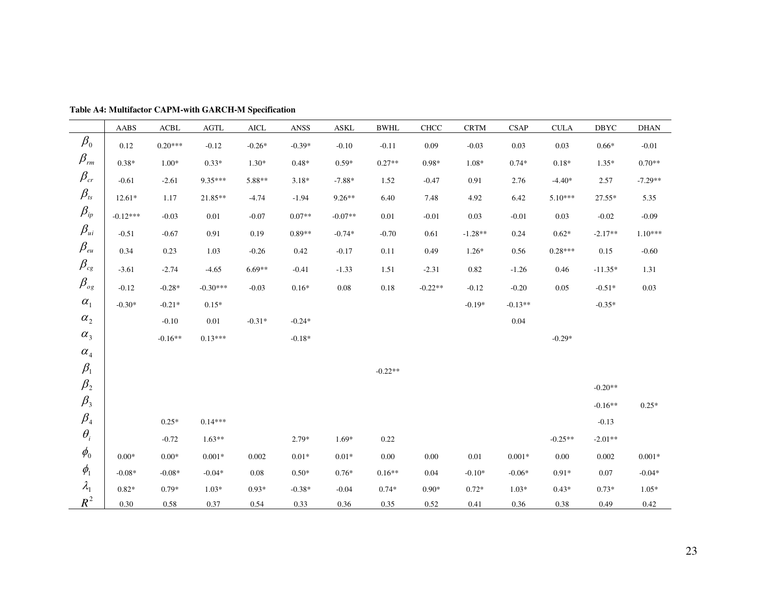**Table A4: Multifactor CAPM-with GARCH-M Specification**

| | AABS | ACBL | AGTL | AICL | ANSS | ASKL | BWHL | CHCC | CRTM | CSAP | CULA | DBYC | DHAN |
|---|---|---|---|---|---|---|---|---|---|---|---|---|---|
| $\beta_0$ | 0.12 | 0.20*** | -0.12 | -0.26* | -0.39* | -0.10 | -0.11 | 0.09 | -0.03 | 0.03 | 0.03 | 0.66* | -0.01 |
| $\beta_{rm}$ | 0.38* | 1.00* | 0.33* | 1.30* | 0.48* | 0.59* | 0.27** | 0.98* | 1.08* | 0.74* | 0.18* | 1.35* | 0.70** |
| $\beta_{cr}$ | -0.61 | -2.61 | 9.35*** | 5.88** | 3.18* | -7.88* | 1.52 | -0.47 | 0.91 | 2.76 | -4.40* | 2.57 | -7.29** |
| $\beta_{ts}$ | 12.61* | 1.17 | 21.85** | -4.74 | -1.94 | 9.26** | 6.40 | 7.48 | 4.92 | 6.42 | 5.10*** | 27.55* | 5.35 |
| $\beta_{ip}$ | -0.12*** | -0.03 | 0.01 | -0.07 | 0.07** | -0.07** | 0.01 | -0.01 | 0.03 | -0.01 | 0.03 | -0.02 | -0.09 |
| $\beta_{ui}$ | -0.51 | -0.67 | 0.91 | 0.19 | 0.89** | -0.74* | -0.70 | 0.61 | -1.28** | 0.24 | 0.62* | -2.17** | 1.10*** |
| $\beta_{eu}$ | 0.34 | 0.23 | 1.03 | -0.26 | 0.42 | -0.17 | 0.11 | 0.49 | 1.26* | 0.56 | 0.28*** | 0.15 | -0.60 |
| $\beta_{cg}$ | -3.61 | -2.74 | -4.65 | 6.69** | -0.41 | -1.33 | 1.51 | -2.31 | 0.82 | -1.26 | 0.46 | -11.35* | 1.31 |
| $\beta_{og}$ | -0.12 | -0.28* | -0.30*** | -0.03 | 0.16* | 0.08 | 0.18 | -0.22** | -0.12 | -0.20 | 0.05 | -0.51* | 0.03 |
| $\alpha_1$ | -0.30* | -0.21* | 0.15* | | | | | | -0.19* | -0.13** | | -0.35* | |
| $\alpha_2$ | | -0.10 | 0.01 | -0.31* | -0.24* | | | | | 0.04 | | | |
| $\alpha_3$ | | -0.16** | 0.13*** | | -0.18* | | | | | | -0.29* | | |
| $\alpha_4$ | | | | | | | | | | | | | |
| $\beta_1$ | | | | | | | -0.22** | | | | | | |
| $\beta_2$ | | | | | | | | | | | | -0.20** | |
| $\beta_3$ | | | | | | | | | | | | -0.16** | 0.25* |
| $\beta_4$ | | 0.25* | 0.14*** | | | | | | | | | -0.13 | |
| $\theta_i$ | | -0.72 | 1.63** | | 2.79* | 1.69* | 0.22 | | | | -0.25** | -2.01** | |
| $\phi_0$ | 0.00* | 0.00* | 0.001* | 0.002 | 0.01* | 0.01* | 0.00 | 0.00 | 0.01 | 0.001* | 0.00 | 0.002 | 0.001* |
| $\phi_1$ | -0.08* | -0.08* | -0.04* | 0.08 | 0.50* | 0.76* | 0.16** | 0.04 | -0.10* | -0.06* | 0.91* | 0.07 | -0.04* |
| $\lambda_1$ | 0.82* | 0.79* | 1.03* | 0.93* | -0.38* | -0.04 | 0.74* | 0.90* | 0.72* | 1.03* | 0.43* | 0.73* | 1.05* |
| $R^2$ | 0.30 | 0.58 | 0.37 | 0.54 | 0.33 | 0.36 | 0.35 | 0.52 | 0.41 | 0.36 | 0.38 | 0.49 | 0.42 |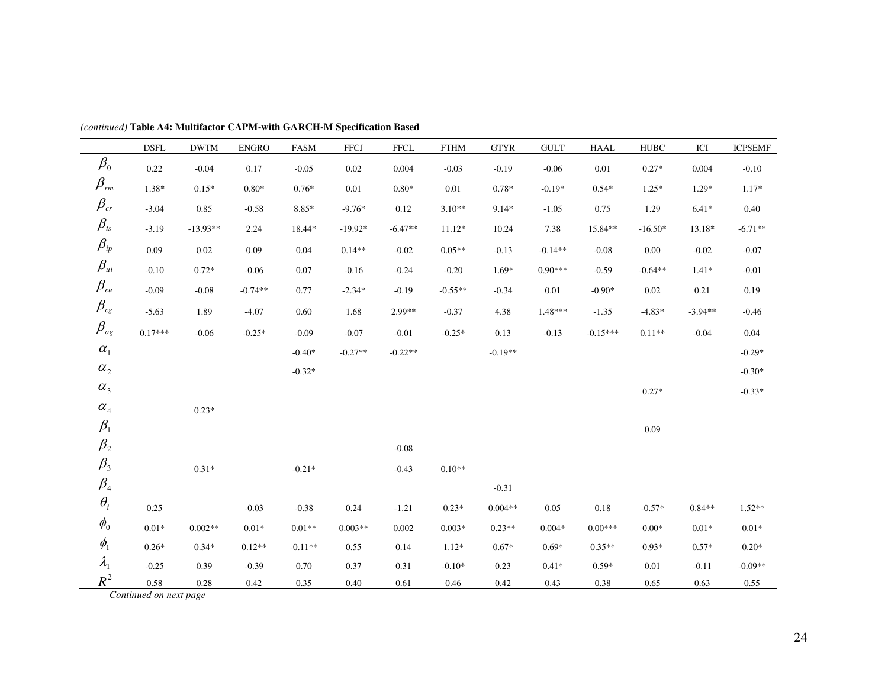*(continued)* **Table A4: Multifactor CAPM-with GARCH-M Specification Based**

| | DSFL | DWTM | ENGRO | FASM | FFCJ | FFCL | FTHM | GTYR | GULT | HAAL | HUBC | ICI | ICPSEMF |
|---|---|---|---|---|---|---|---|---|---|---|---|---|---|
| $\beta_0$ | 0.22 | -0.04 | 0.17 | -0.05 | 0.02 | 0.004 | -0.03 | -0.19 | -0.06 | 0.01 | 0.27* | 0.004 | -0.10 |
| $\beta_{rm}$ | 1.38* | 0.15* | 0.80* | 0.76* | 0.01 | 0.80* | 0.01 | 0.78* | -0.19* | 0.54* | 1.25* | 1.29* | 1.17* |
| $\beta_{cr}$ | -3.04 | 0.85 | -0.58 | 8.85* | -9.76* | 0.12 | 3.10** | 9.14* | -1.05 | 0.75 | 1.29 | 6.41* | 0.40 |
| $\beta_{ts}$ | -3.19 | -13.93** | 2.24 | 18.44* | -19.92* | -6.47** | 11.12* | 10.24 | 7.38 | 15.84** | -16.50* | 13.18* | -6.71** |
| $\beta_{ip}$ | 0.09 | 0.02 | 0.09 | 0.04 | 0.14** | -0.02 | 0.05** | -0.13 | -0.14** | -0.08 | 0.00 | -0.02 | -0.07 |
| $\beta_{ui}$ | -0.10 | 0.72* | -0.06 | 0.07 | -0.16 | -0.24 | -0.20 | 1.69* | 0.90*** | -0.59 | -0.64** | 1.41* | -0.01 |
| $\beta_{eu}$ | -0.09 | -0.08 | -0.74** | 0.77 | -2.34* | -0.19 | -0.55** | -0.34 | 0.01 | -0.90* | 0.02 | 0.21 | 0.19 |
| $\beta_{cg}$ | -5.63 | 1.89 | -4.07 | 0.60 | 1.68 | 2.99** | -0.37 | 4.38 | 1.48*** | -1.35 | -4.83* | -3.94** | -0.46 |
| $\beta_{og}$ | 0.17*** | -0.06 | -0.25* | -0.09 | -0.07 | -0.01 | -0.25* | 0.13 | -0.13 | -0.15*** | 0.11** | -0.04 | 0.04 |
| $\alpha_1$ | | | | -0.40* | -0.27** | -0.22** | | -0.19** | | | | | -0.29* |
| $\alpha_2$ | | | | -0.32* | | | | | | | | | -0.30* |
| $\alpha_3$ | | | | | | | | | | | 0.27* | | -0.33* |
| $\alpha_4$ | | 0.23* | | | | | | | | | | | |
| $\beta_1$ | | | | | | | | | | | 0.09 | | |
| $\beta_2$ | | | | | | -0.08 | | | | | | | |
| $\beta_3$ | | 0.31* | | -0.21* | | -0.43 | 0.10** | | | | | | |
| $\beta_4$ | | | | | | | | -0.31 | | | | | |
| $\theta_i$ | 0.25 | | -0.03 | -0.38 | 0.24 | -1.21 | 0.23* | 0.004** | 0.05 | 0.18 | -0.57* | 0.84** | 1.52** |
| $\phi_0$ | 0.01* | 0.002** | 0.01* | 0.01** | 0.003** | 0.002 | 0.003* | 0.23** | 0.004* | 0.00*** | 0.00* | 0.01* | 0.01* |
| $\phi_1$ | 0.26* | 0.34* | 0.12** | -0.11** | 0.55 | 0.14 | 1.12* | 0.67* | 0.69* | 0.35** | 0.93* | 0.57* | 0.20* |
| $\lambda_1$ | -0.25 | 0.39 | -0.39 | 0.70 | 0.37 | 0.31 | -0.10* | 0.23 | 0.41* | 0.59* | 0.01 | -0.11 | -0.09** |
| $R^2$ | 0.58 | 0.28 | 0.42 | 0.35 | 0.40 | 0.61 | 0.46 | 0.42 | 0.43 | 0.38 | 0.65 | 0.63 | 0.55 |

*Continued on next page*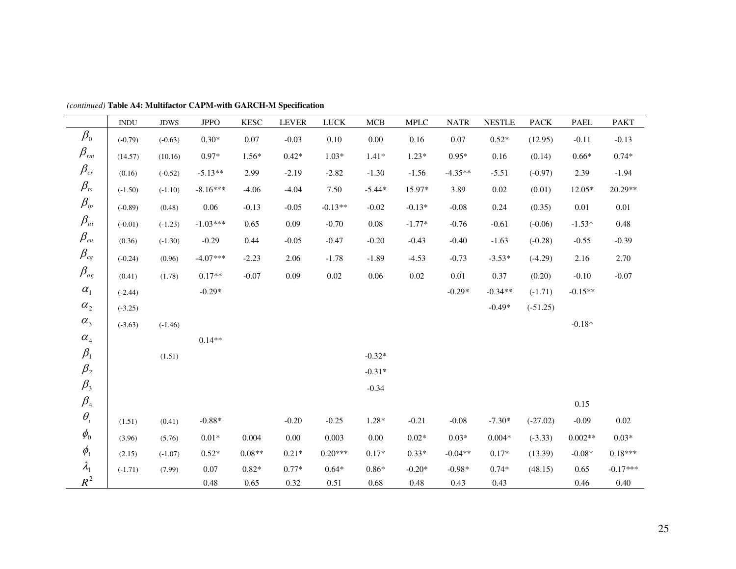*(continued)* **Table A4: Multifactor CAPM-with GARCH-M Specification**

| | INDU | JDWS | JPPO | KESC | LEVER | LUCK | MCB | MPLC | NATR | NESTLE | PACK | PAEL | PAKT |
|---|---|---|---|---|---|---|---|---|---|---|---|---|---|
| $\beta_0$ | (-0.79) | (-0.63) | 0.30* | 0.07 | -0.03 | 0.10 | 0.00 | 0.16 | 0.07 | 0.52* | (12.95) | -0.11 | -0.13 |
| $\beta_{rm}$ | (14.57) | (10.16) | 0.97* | 1.56* | 0.42* | 1.03* | 1.41* | 1.23* | 0.95* | 0.16 | (0.14) | 0.66* | 0.74* |
| $\beta_{cr}$ | (0.16) | (-0.52) | -5.13** | 2.99 | -2.19 | -2.82 | -1.30 | -1.56 | -4.35** | -5.51 | (-0.97) | 2.39 | -1.94 |
| $\beta_{ts}$ | (-1.50) | (-1.10) | -8.16*** | -4.06 | -4.04 | 7.50 | -5.44* | 15.97* | 3.89 | 0.02 | (0.01) | 12.05* | 20.29** |
| $\beta_{ip}$ | (-0.89) | (0.48) | 0.06 | -0.13 | -0.05 | -0.13** | -0.02 | -0.13* | -0.08 | 0.24 | (0.35) | 0.01 | 0.01 |
| $\beta_{ui}$ | (-0.01) | (-1.23) | -1.03*** | 0.65 | 0.09 | -0.70 | 0.08 | -1.77* | -0.76 | -0.61 | (-0.06) | -1.53* | 0.48 |
| $\beta_{eu}$ | (0.36) | (-1.30) | -0.29 | 0.44 | -0.05 | -0.47 | -0.20 | -0.43 | -0.40 | -1.63 | (-0.28) | -0.55 | -0.39 |
| $\beta_{cg}$ | (-0.24) | (0.96) | -4.07*** | -2.23 | 2.06 | -1.78 | -1.89 | -4.53 | -0.73 | -3.53* | (-4.29) | 2.16 | 2.70 |
| $\beta_{og}$ | (0.41) | (1.78) | 0.17** | -0.07 | 0.09 | 0.02 | 0.06 | 0.02 | 0.01 | 0.37 | (0.20) | -0.10 | -0.07 |
| $\alpha_1$ | (-2.44) | | -0.29* | | | | | | -0.29* | -0.34** | (-1.71) | -0.15** | |
| $\alpha_2$ | (-3.25) | | | | | | | | | -0.49* | (-51.25) | | |
| $\alpha_3$ | (-3.63) | (-1.46) | | | | | | | | | | -0.18* | |
| $\alpha_4$ | | | 0.14** | | | | | | | | | | |
| $\beta_1$ | | (1.51) | | | | | -0.32* | | | | | | |
| $\beta_2$ | | | | | | | -0.31* | | | | | | |
| $\beta_3$ | | | | | | | -0.34 | | | | | | |
| $\beta_4$ | | | | | | | | | | | | 0.15 | |
| $\theta_i$ | (1.51) | (0.41) | -0.88* | | -0.20 | -0.25 | 1.28* | -0.21 | -0.08 | -7.30* | (-27.02) | -0.09 | 0.02 |
| $\phi_0$ | (3.96) | (5.76) | 0.01* | 0.004 | 0.00 | 0.003 | 0.00 | 0.02* | 0.03* | 0.004* | (-3.33) | 0.002** | 0.03* |
| $\phi_1$ | (2.15) | (-1.07) | 0.52* | 0.08** | 0.21* | 0.20*** | 0.17* | 0.33* | -0.04** | 0.17* | (13.39) | -0.08* | 0.18*** |
| $\lambda_1$ | (-1.71) | (7.99) | 0.07 | 0.82* | 0.77* | 0.64* | 0.86* | -0.20* | -0.98* | 0.74* | (48.15) | 0.65 | -0.17*** |
| $R^2$ | | | 0.48 | 0.65 | 0.32 | 0.51 | 0.68 | 0.48 | 0.43 | 0.43 | | 0.46 | 0.40 |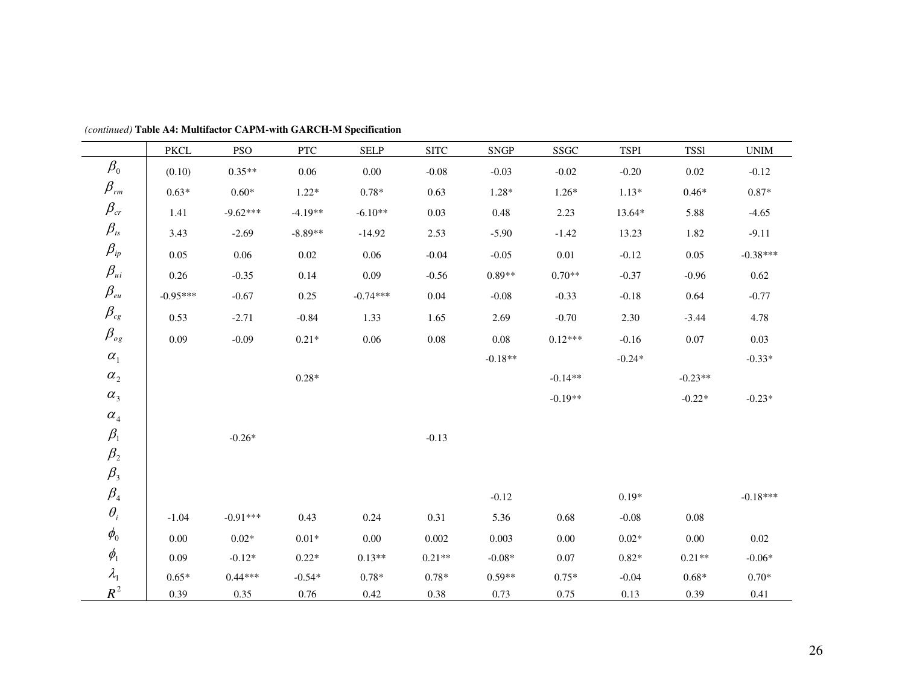*(continued)* **Table A4: Multifactor CAPM-with GARCH-M Specification**

| | PKCL | PSO | PTC | SELP | SITC | SNGP | SSGC | TSPI | TSSl | UNIM |
|---|---|---|---|---|---|---|---|---|---|---|
| $\beta_0$ | (0.10) | 0.35** | 0.06 | 0.00 | -0.08 | -0.03 | -0.02 | -0.20 | 0.02 | -0.12 |
| $\beta_{rm}$ | 0.63* | 0.60* | 1.22* | 0.78* | 0.63 | 1.28* | 1.26* | 1.13* | 0.46* | 0.87* |
| $\beta_{cr}$ | 1.41 | -9.62*** | -4.19** | -6.10** | 0.03 | 0.48 | 2.23 | 13.64* | 5.88 | -4.65 |
| $\beta_{ts}$ | 3.43 | -2.69 | -8.89** | -14.92 | 2.53 | -5.90 | -1.42 | 13.23 | 1.82 | -9.11 |
| $\beta_{ip}$ | 0.05 | 0.06 | 0.02 | 0.06 | -0.04 | -0.05 | 0.01 | -0.12 | 0.05 | -0.38*** |
| $\beta_{ui}$ | 0.26 | -0.35 | 0.14 | 0.09 | -0.56 | 0.89** | 0.70** | -0.37 | -0.96 | 0.62 |
| $\beta_{eu}$ | -0.95*** | -0.67 | 0.25 | -0.74*** | 0.04 | -0.08 | -0.33 | -0.18 | 0.64 | -0.77 |
| $\beta_{cg}$ | 0.53 | -2.71 | -0.84 | 1.33 | 1.65 | 2.69 | -0.70 | 2.30 | -3.44 | 4.78 |
| $\beta_{og}$ | 0.09 | -0.09 | 0.21* | 0.06 | 0.08 | 0.08 | 0.12*** | -0.16 | 0.07 | 0.03 |
| $\alpha_1$ | | | | | | -0.18** | | -0.24* | | -0.33* |
| $\alpha_2$ | | | 0.28* | | | | -0.14** | | -0.23** | |
| $\alpha_3$ | | | | | | | -0.19** | | -0.22* | -0.23* |
| $\alpha_4$ | | | | | | | | | | |
| $\beta_1$ | | -0.26* | | | -0.13 | | | | | |
| $\beta_2$ | | | | | | | | | | |
| $\beta_3$ | | | | | | | | | | |
| $\beta_4$ | | | | | | -0.12 | | 0.19* | | -0.18*** |
| $\theta_i$ | -1.04 | -0.91*** | 0.43 | 0.24 | 0.31 | 5.36 | 0.68 | -0.08 | 0.08 | |
| $\phi_0$ | 0.00 | 0.02* | 0.01* | 0.00 | 0.002 | 0.003 | 0.00 | 0.02* | 0.00 | 0.02 |
| $\phi_1$ | 0.09 | -0.12* | 0.22* | 0.13** | 0.21** | -0.08* | 0.07 | 0.82* | 0.21** | -0.06* |
| $\lambda_1$ | 0.65* | 0.44*** | -0.54* | 0.78* | 0.78* | 0.59** | 0.75* | -0.04 | 0.68* | 0.70* |
| $R^2$ | 0.39 | 0.35 | 0.76 | 0.42 | 0.38 | 0.73 | 0.75 | 0.13 | 0.39 | 0.41 |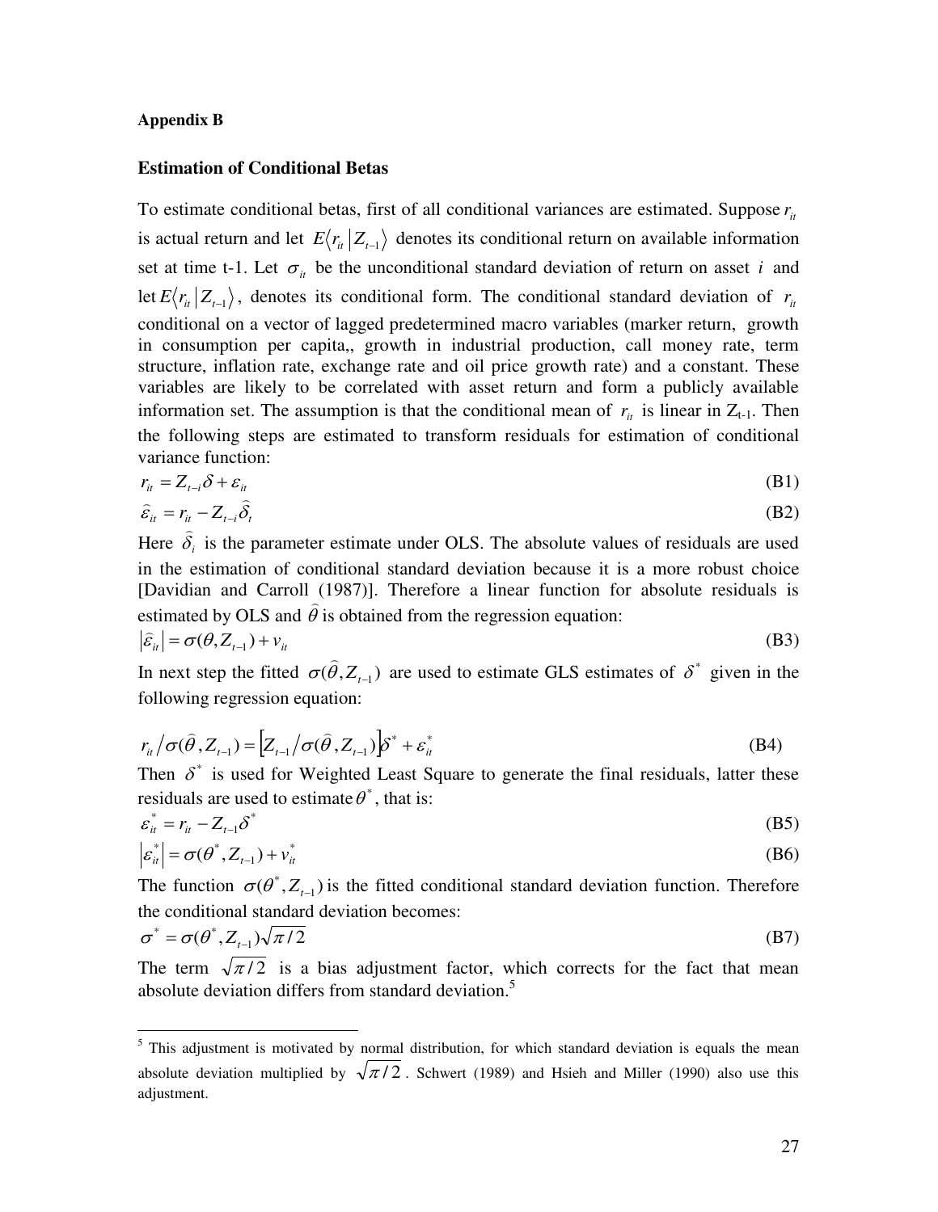**Appendix B**

**Estimation of Conditional Betas**

To estimate conditional betas, first of all conditional variances are estimated. Suppose $r_{it}$ is actual return and let $E\langle r_{it} | Z_{t-1} \rangle$ denotes its conditional return on available information set at time t-1. Let $\sigma_{it}$ be the unconditional standard deviation of return on asset $i$ and let $E\langle r_{it} | Z_{t-1} \rangle$, denotes its conditional form. The conditional standard deviation of $r_{it}$ conditional on a vector of lagged predetermined macro variables (marker return, growth in consumption per capita,, growth in industrial production, call money rate, term structure, inflation rate, exchange rate and oil price growth rate) and a constant. These variables are likely to be correlated with asset return and form a publicly available information set. The assumption is that the conditional mean of $r_{it}$ is linear in $Z_{t-1}$. Then the following steps are estimated to transform residuals for estimation of conditional variance function:

$$r_{it} = Z_{t-i}\delta + \varepsilon_{it} \tag{B1}$$

$$\hat{\varepsilon}_{it} = r_{it} - Z_{t-i}\hat{\delta}_t \tag{B2}$$

Here $\hat{\delta}_i$ is the parameter estimate under OLS. The absolute values of residuals are used in the estimation of conditional standard deviation because it is a more robust choice [Davidian and Carroll (1987)]. Therefore a linear function for absolute residuals is estimated by OLS and $\hat{\theta}$ is obtained from the regression equation:

$$|\hat{\varepsilon}_{it}| = \sigma(\theta, Z_{t-1}) + v_{it} \tag{B3}$$

In next step the fitted $\sigma(\hat{\theta}, Z_{t-1})$ are used to estimate GLS estimates of $\delta^*$ given in the following regression equation:

$$r_{it} / \sigma(\hat{\theta}, Z_{t-1}) = \left[ Z_{t-1} / \sigma(\hat{\theta}, Z_{t-1}) \right] \delta^* + \varepsilon_{it}^* \tag{B4}$$

Then $\delta^*$ is used for Weighted Least Square to generate the final residuals, latter these residuals are used to estimate $\theta^*$, that is:

$$\varepsilon_{it}^* = r_{it} - Z_{t-1}\delta^* \tag{B5}$$

$$|\varepsilon_{it}^*| = \sigma(\theta^*, Z_{t-1}) + v_{it}^* \tag{B6}$$

The function $\sigma(\theta^*, Z_{t-1})$ is the fitted conditional standard deviation function. Therefore the conditional standard deviation becomes:

$$\sigma^* = \sigma(\theta^*, Z_{t-1})\sqrt{\pi / 2} \tag{B7}$$

The term $\sqrt{\pi / 2}$ is a bias adjustment factor, which corrects for the fact that mean absolute deviation differs from standard deviation.[5]

---

[5] This adjustment is motivated by normal distribution, for which standard deviation is equals the mean absolute deviation multiplied by $\sqrt{\pi / 2}$. Schwert (1989) and Hsieh and Miller (1990) also use this adjustment.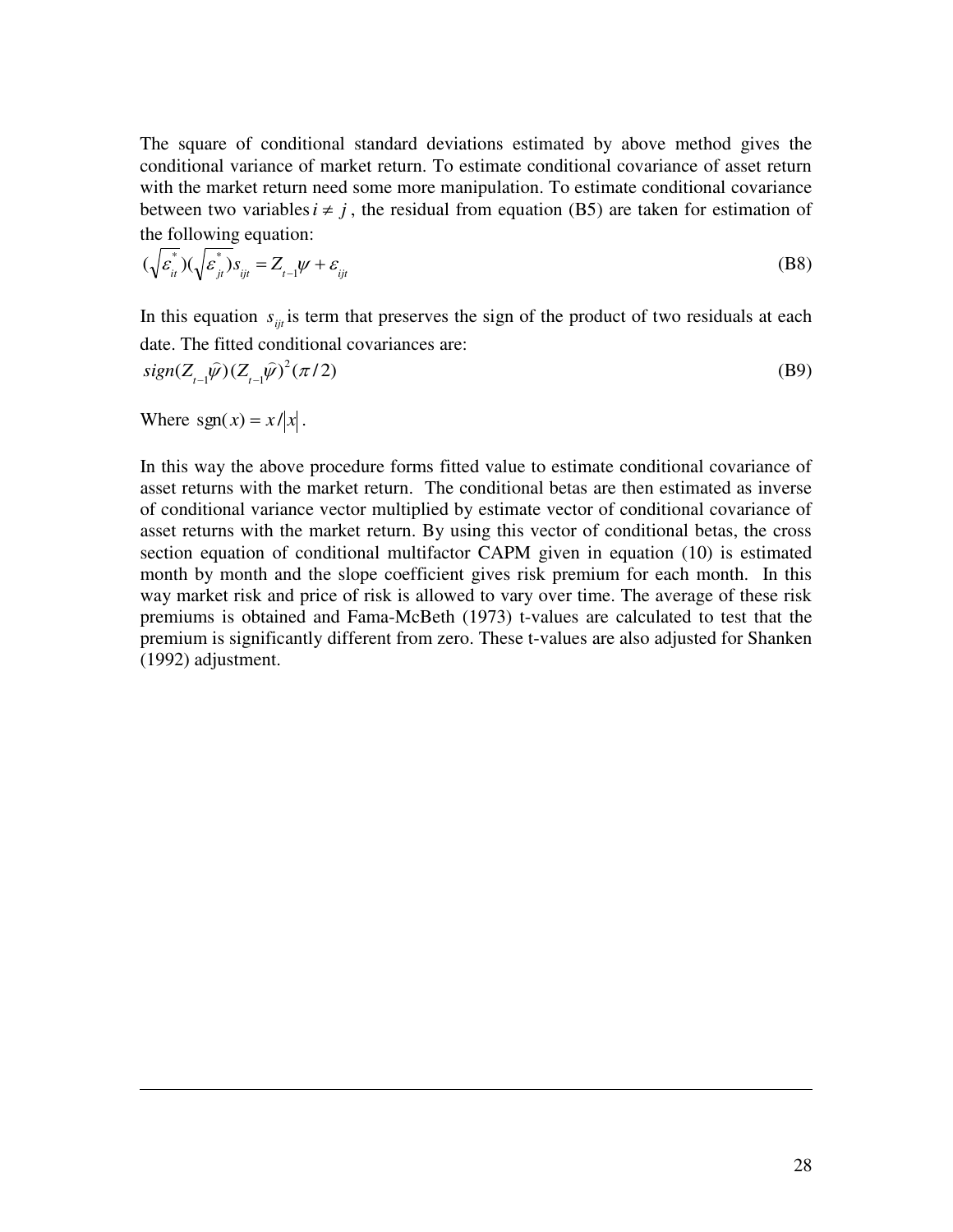The square of conditional standard deviations estimated by above method gives the conditional variance of market return. To estimate conditional covariance of asset return with the market return need some more manipulation. To estimate conditional covariance between two variables $i \neq j$, the residual from equation (B5) are taken for estimation of the following equation:

$$(\sqrt{\varepsilon^{*}_{it}})(\sqrt{\varepsilon^{*}_{jt}})s_{ijt} = Z_{t-1}\psi + \varepsilon_{ijt} \tag{B8}$$

In this equation $s_{ijt}$ is term that preserves the sign of the product of two residuals at each date. The fitted conditional covariances are:

$$sign(Z_{t-1}\widehat{\psi})(Z_{t-1}\widehat{\psi})^{2}(\pi/2) \tag{B9}$$

Where $\text{sgn}(x) = x/|x|$.

In this way the above procedure forms fitted value to estimate conditional covariance of asset returns with the market return. The conditional betas are then estimated as inverse of conditional variance vector multiplied by estimate vector of conditional covariance of asset returns with the market return. By using this vector of conditional betas, the cross section equation of conditional multifactor CAPM given in equation (10) is estimated month by month and the slope coefficient gives risk premium for each month. In this way market risk and price of risk is allowed to vary over time. The average of these risk premiums is obtained and Fama-McBeth (1973) t-values are calculated to test that the premium is significantly different from zero. These t-values are also adjusted for Shanken (1992) adjustment.